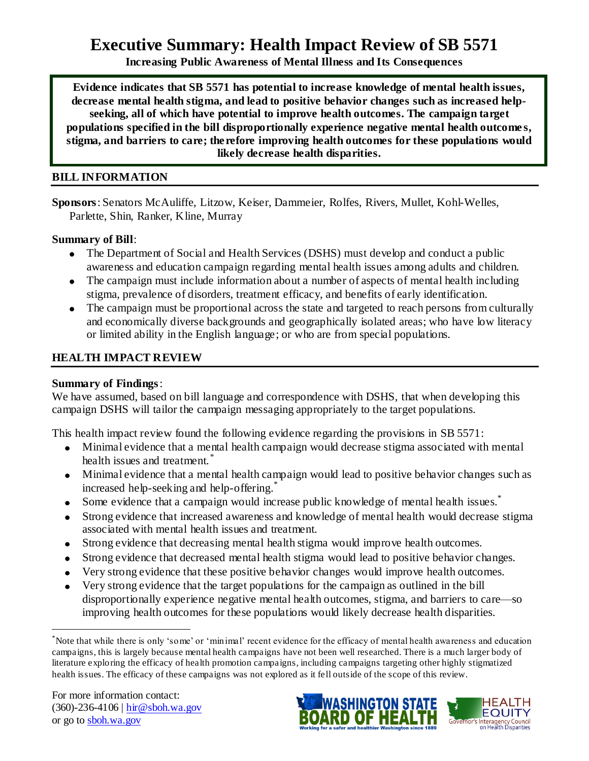# Executive Summary: Health Impact Review of SB 5571

**Increasing Public Awareness of Mental Illness and Its Consequences**

**Evidence indicates that SB 5571 has potential to increase knowledge of mental health issues, decrease mental health stigma, and lead to positive behavior changes such as increased help-seeking, all of which have potential to improve health outcomes. The campaign target populations specified in the bill disproportionally experience negative mental health outcomes, stigma, and barriers to care; therefore improving health outcomes for these populations would likely decrease health disparities.**

## BILL INFORMATION

**Sponsors**: Senators McAuliffe, Litzow, Keiser, Dammeier, Rolfes, Rivers, Mullet, Kohl-Welles, Parlette, Shin, Ranker, Kline, Murray

**Summary of Bill**:

- The Department of Social and Health Services (DSHS) must develop and conduct a public awareness and education campaign regarding mental health issues among adults and children.
- The campaign must include information about a number of aspects of mental health including stigma, prevalence of disorders, treatment efficacy, and benefits of early identification.
- The campaign must be proportional across the state and targeted to reach persons from culturally and economically diverse backgrounds and geographically isolated areas; who have low literacy or limited ability in the English language; or who are from special populations.

## HEALTH IMPACT REVIEW

**Summary of Findings**:

We have assumed, based on bill language and correspondence with DSHS, that when developing this campaign DSHS will tailor the campaign messaging appropriately to the target populations.

This health impact review found the following evidence regarding the provisions in SB 5571:

- Minimal evidence that a mental health campaign would decrease stigma associated with mental health issues and treatment.*
- Minimal evidence that a mental health campaign would lead to positive behavior changes such as increased help-seeking and help-offering.*
- Some evidence that a campaign would increase public knowledge of mental health issues.*
- Strong evidence that increased awareness and knowledge of mental health would decrease stigma associated with mental health issues and treatment.
- Strong evidence that decreasing mental health stigma would improve health outcomes.
- Strong evidence that decreased mental health stigma would lead to positive behavior changes.
- Very strong evidence that these positive behavior changes would improve health outcomes.
- Very strong evidence that the target populations for the campaign as outlined in the bill disproportionally experience negative mental health outcomes, stigma, and barriers to care—so improving health outcomes for these populations would likely decrease health disparities.

*Note that while there is only 'some' or 'minimal' recent evidence for the efficacy of mental health awareness and education campaigns, this is largely because mental health campaigns have not been well researched. There is a much larger body of literature exploring the efficacy of health promotion campaigns, including campaigns targeting other highly stigmatized health issues. The efficacy of these campaigns was not explored as it fell outside of the scope of this review.

For more information contact:
(360)-236-4106 | hir@sboh.wa.gov
or go to sboh.wa.gov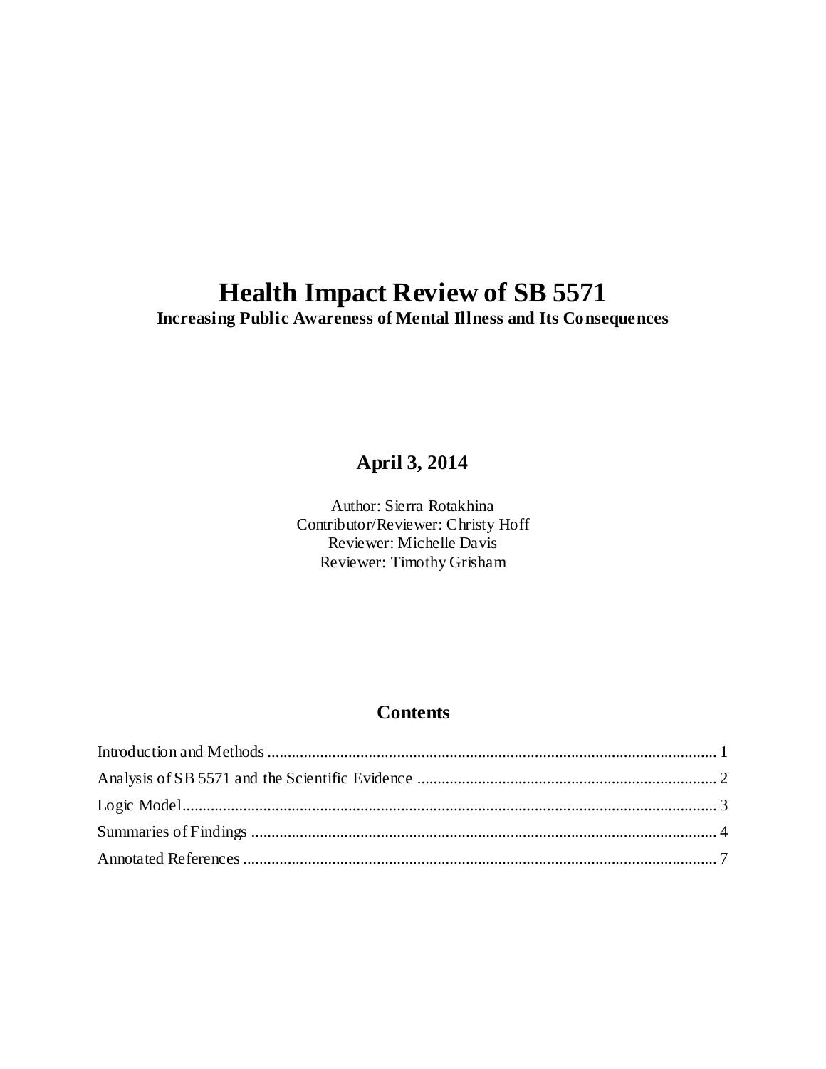# Health Impact Review of SB 5571

**Increasing Public Awareness of Mental Illness and Its Consequences**

## April 3, 2014

Author: Sierra Rotakhina
Contributor/Reviewer: Christy Hoff
Reviewer: Michelle Davis
Reviewer: Timothy Grisham

## Contents

Introduction and Methods ............................................................................................................... 1
Analysis of SB 5571 and the Scientific Evidence .......................................................................... 2
Logic Model.................................................................................................................................... 3
Summaries of Findings ................................................................................................................... 4
Annotated References ..................................................................................................................... 7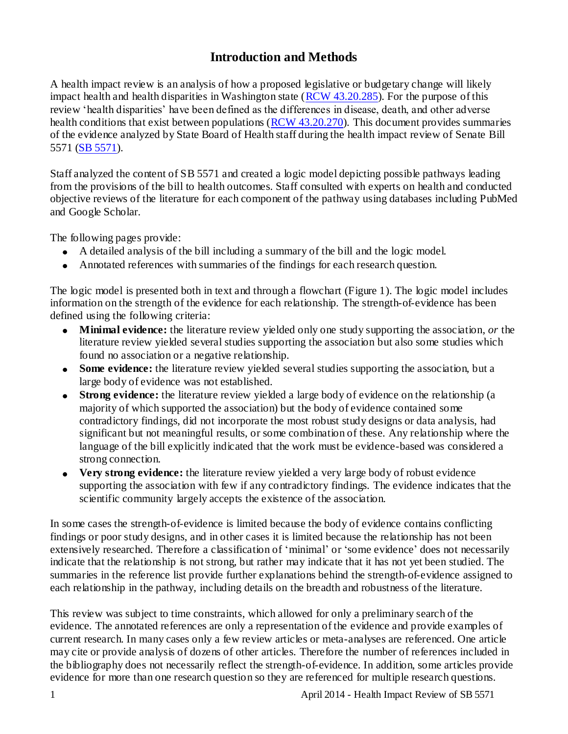# Introduction and Methods

A health impact review is an analysis of how a proposed legislative or budgetary change will likely impact health and health disparities in Washington state ([RCW 43.20.285](RCW 43.20.285)). For the purpose of this review 'health disparities' have been defined as the differences in disease, death, and other adverse health conditions that exist between populations ([RCW 43.20.270](RCW 43.20.270)). This document provides summaries of the evidence analyzed by State Board of Health staff during the health impact review of Senate Bill 5571 ([SB 5571](SB 5571)).

Staff analyzed the content of SB 5571 and created a logic model depicting possible pathways leading from the provisions of the bill to health outcomes. Staff consulted with experts on health and conducted objective reviews of the literature for each component of the pathway using databases including PubMed and Google Scholar.

The following pages provide:

- A detailed analysis of the bill including a summary of the bill and the logic model.
- Annotated references with summaries of the findings for each research question.

The logic model is presented both in text and through a flowchart (Figure 1). The logic model includes information on the strength of the evidence for each relationship. The strength-of-evidence has been defined using the following criteria:

- **Minimal evidence:** the literature review yielded only one study supporting the association, *or* the literature review yielded several studies supporting the association but also some studies which found no association or a negative relationship.
- **Some evidence:** the literature review yielded several studies supporting the association, but a large body of evidence was not established.
- **Strong evidence:** the literature review yielded a large body of evidence on the relationship (a majority of which supported the association) but the body of evidence contained some contradictory findings, did not incorporate the most robust study designs or data analysis, had significant but not meaningful results, or some combination of these. Any relationship where the language of the bill explicitly indicated that the work must be evidence-based was considered a strong connection.
- **Very strong evidence:** the literature review yielded a very large body of robust evidence supporting the association with few if any contradictory findings. The evidence indicates that the scientific community largely accepts the existence of the association.

In some cases the strength-of-evidence is limited because the body of evidence contains conflicting findings or poor study designs, and in other cases it is limited because the relationship has not been extensively researched. Therefore a classification of 'minimal' or 'some evidence' does not necessarily indicate that the relationship is not strong, but rather may indicate that it has not yet been studied. The summaries in the reference list provide further explanations behind the strength-of-evidence assigned to each relationship in the pathway, including details on the breadth and robustness of the literature.

This review was subject to time constraints, which allowed for only a preliminary search of the evidence. The annotated references are only a representation of the evidence and provide examples of current research. In many cases only a few review articles or meta-analyses are referenced. One article may cite or provide analysis of dozens of other articles. Therefore the number of references included in the bibliography does not necessarily reflect the strength-of-evidence. In addition, some articles provide evidence for more than one research question so they are referenced for multiple research questions.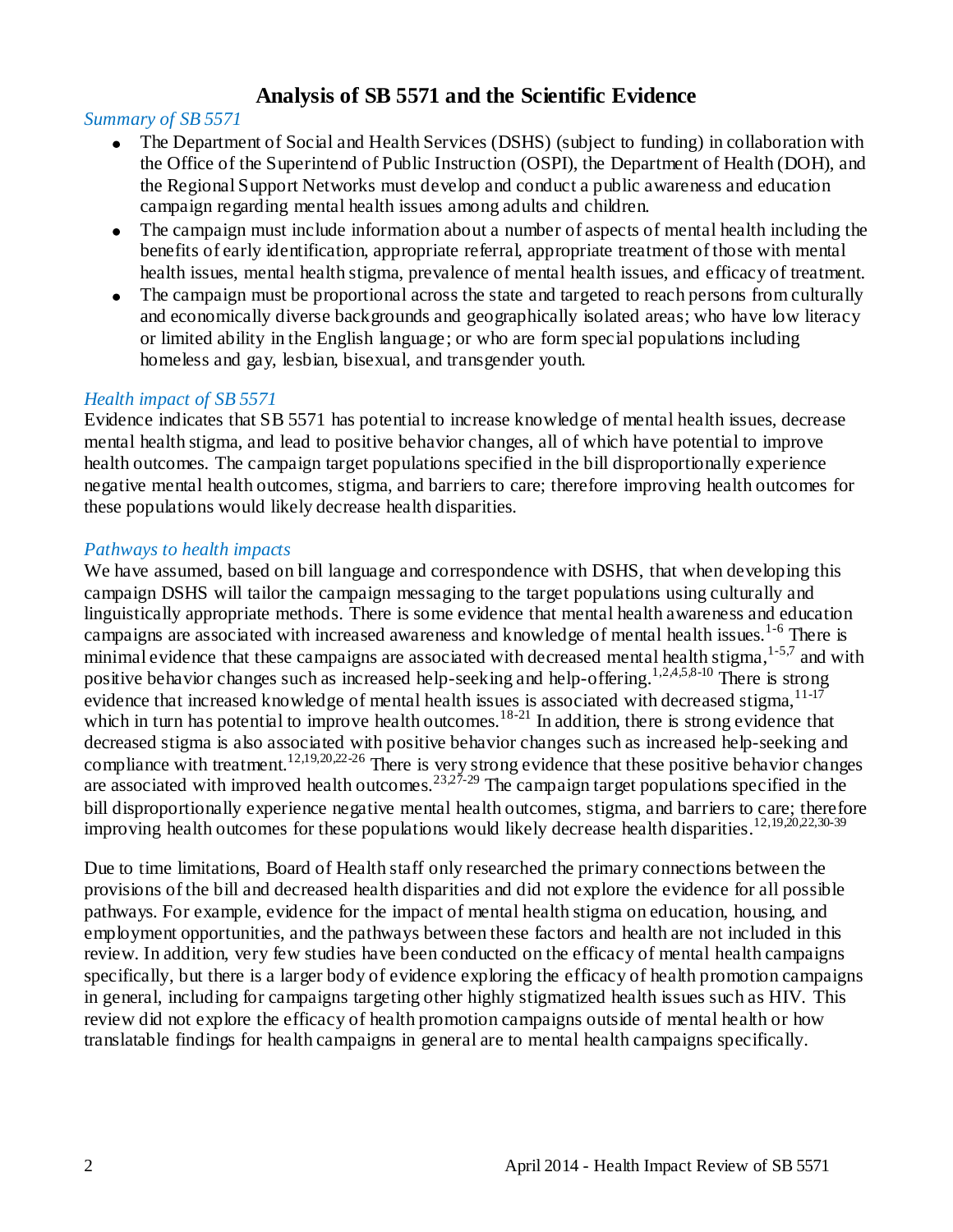# Analysis of SB 5571 and the Scientific Evidence

*Summary of SB 5571*

- The Department of Social and Health Services (DSHS) (subject to funding) in collaboration with the Office of the Superintend of Public Instruction (OSPI), the Department of Health (DOH), and the Regional Support Networks must develop and conduct a public awareness and education campaign regarding mental health issues among adults and children.
- The campaign must include information about a number of aspects of mental health including the benefits of early identification, appropriate referral, appropriate treatment of those with mental health issues, mental health stigma, prevalence of mental health issues, and efficacy of treatment.
- The campaign must be proportional across the state and targeted to reach persons from culturally and economically diverse backgrounds and geographically isolated areas; who have low literacy or limited ability in the English language; or who are form special populations including homeless and gay, lesbian, bisexual, and transgender youth.

*Health impact of SB 5571*

Evidence indicates that SB 5571 has potential to increase knowledge of mental health issues, decrease mental health stigma, and lead to positive behavior changes, all of which have potential to improve health outcomes. The campaign target populations specified in the bill disproportionally experience negative mental health outcomes, stigma, and barriers to care; therefore improving health outcomes for these populations would likely decrease health disparities.

*Pathways to health impacts*

We have assumed, based on bill language and correspondence with DSHS, that when developing this campaign DSHS will tailor the campaign messaging to the target populations using culturally and linguistically appropriate methods. There is some evidence that mental health awareness and education campaigns are associated with increased awareness and knowledge of mental health issues.[1-6] There is minimal evidence that these campaigns are associated with decreased mental health stigma,[1-5,7] and with positive behavior changes such as increased help-seeking and help-offering.[1,2,4,5,8-10] There is strong evidence that increased knowledge of mental health issues is associated with decreased stigma,[11-17] which in turn has potential to improve health outcomes.[18-21] In addition, there is strong evidence that decreased stigma is also associated with positive behavior changes such as increased help-seeking and compliance with treatment.[12,19,20,22-26] There is very strong evidence that these positive behavior changes are associated with improved health outcomes.[23,27-29] The campaign target populations specified in the bill disproportionally experience negative mental health outcomes, stigma, and barriers to care; therefore improving health outcomes for these populations would likely decrease health disparities.[12,19,20,22,30-39]

Due to time limitations, Board of Health staff only researched the primary connections between the provisions of the bill and decreased health disparities and did not explore the evidence for all possible pathways. For example, evidence for the impact of mental health stigma on education, housing, and employment opportunities, and the pathways between these factors and health are not included in this review. In addition, very few studies have been conducted on the efficacy of mental health campaigns specifically, but there is a larger body of evidence exploring the efficacy of health promotion campaigns in general, including for campaigns targeting other highly stigmatized health issues such as HIV. This review did not explore the efficacy of health promotion campaigns outside of mental health or how translatable findings for health campaigns in general are to mental health campaigns specifically.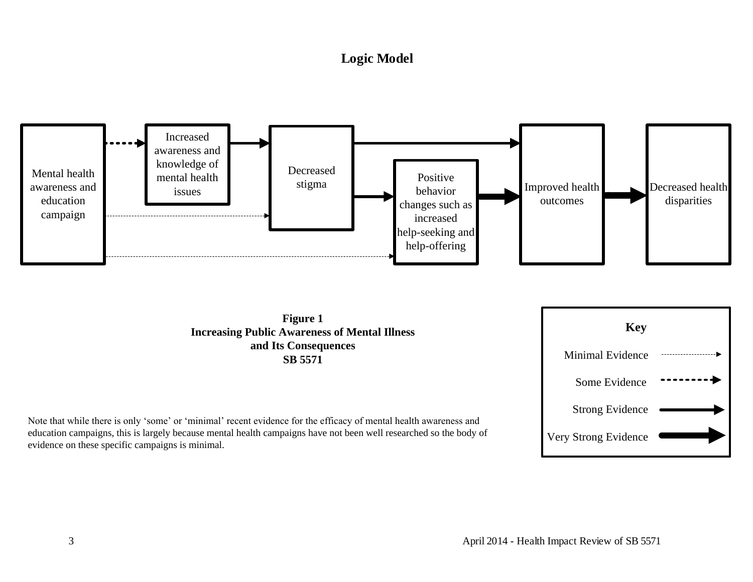## Logic Model

Mental health awareness and education campaign

Increased awareness and knowledge of mental health issues

Decreased stigma

Positive behavior changes such as increased help-seeking and help-offering

Improved health outcomes

Decreased health disparities

**Figure 1**
**Increasing Public Awareness of Mental Illness and Its Consequences**
**SB 5571**

**Key**

Minimal Evidence

Some Evidence

Strong Evidence

Very Strong Evidence

Note that while there is only 'some' or 'minimal' recent evidence for the efficacy of mental health awareness and education campaigns, this is largely because mental health campaigns have not been well researched so the body of evidence on these specific campaigns is minimal.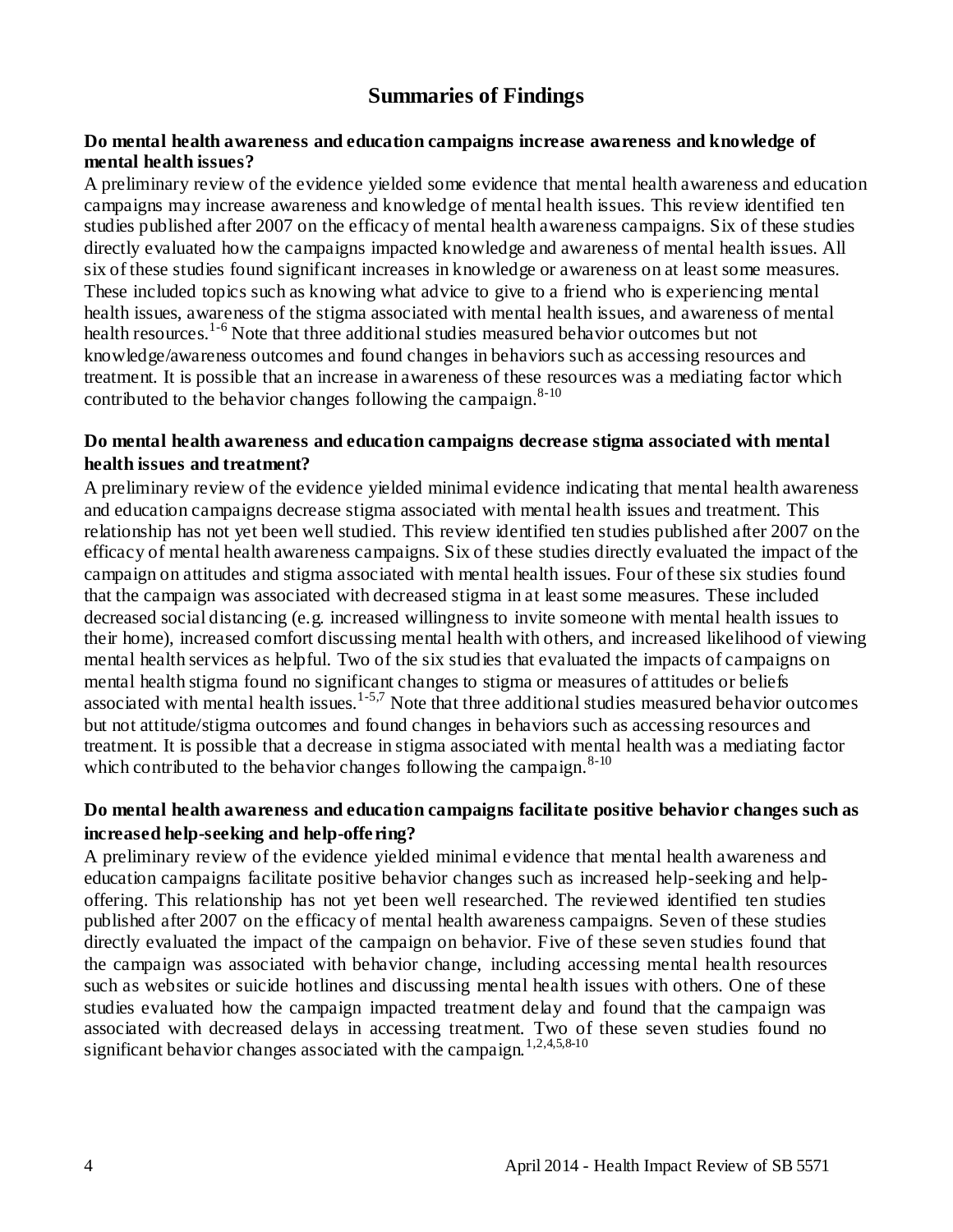## Summaries of Findings

**Do mental health awareness and education campaigns increase awareness and knowledge of mental health issues?**

A preliminary review of the evidence yielded some evidence that mental health awareness and education campaigns may increase awareness and knowledge of mental health issues. This review identified ten studies published after 2007 on the efficacy of mental health awareness campaigns. Six of these studies directly evaluated how the campaigns impacted knowledge and awareness of mental health issues. All six of these studies found significant increases in knowledge or awareness on at least some measures. These included topics such as knowing what advice to give to a friend who is experiencing mental health issues, awareness of the stigma associated with mental health issues, and awareness of mental health resources.[1-6] Note that three additional studies measured behavior outcomes but not knowledge/awareness outcomes and found changes in behaviors such as accessing resources and treatment. It is possible that an increase in awareness of these resources was a mediating factor which contributed to the behavior changes following the campaign.[8-10]

**Do mental health awareness and education campaigns decrease stigma associated with mental health issues and treatment?**

A preliminary review of the evidence yielded minimal evidence indicating that mental health awareness and education campaigns decrease stigma associated with mental health issues and treatment. This relationship has not yet been well studied. This review identified ten studies published after 2007 on the efficacy of mental health awareness campaigns. Six of these studies directly evaluated the impact of the campaign on attitudes and stigma associated with mental health issues. Four of these six studies found that the campaign was associated with decreased stigma in at least some measures. These included decreased social distancing (e.g. increased willingness to invite someone with mental health issues to their home), increased comfort discussing mental health with others, and increased likelihood of viewing mental health services as helpful. Two of the six studies that evaluated the impacts of campaigns on mental health stigma found no significant changes to stigma or measures of attitudes or beliefs associated with mental health issues.[1-5,7] Note that three additional studies measured behavior outcomes but not attitude/stigma outcomes and found changes in behaviors such as accessing resources and treatment. It is possible that a decrease in stigma associated with mental health was a mediating factor which contributed to the behavior changes following the campaign.[8-10]

**Do mental health awareness and education campaigns facilitate positive behavior changes such as increased help-seeking and help-offering?**

A preliminary review of the evidence yielded minimal evidence that mental health awareness and education campaigns facilitate positive behavior changes such as increased help-seeking and help-offering. This relationship has not yet been well researched. The reviewed identified ten studies published after 2007 on the efficacy of mental health awareness campaigns. Seven of these studies directly evaluated the impact of the campaign on behavior. Five of these seven studies found that the campaign was associated with behavior change, including accessing mental health resources such as websites or suicide hotlines and discussing mental health issues with others. One of these studies evaluated how the campaign impacted treatment delay and found that the campaign was associated with decreased delays in accessing treatment. Two of these seven studies found no significant behavior changes associated with the campaign.[1,2,4,5,8-10]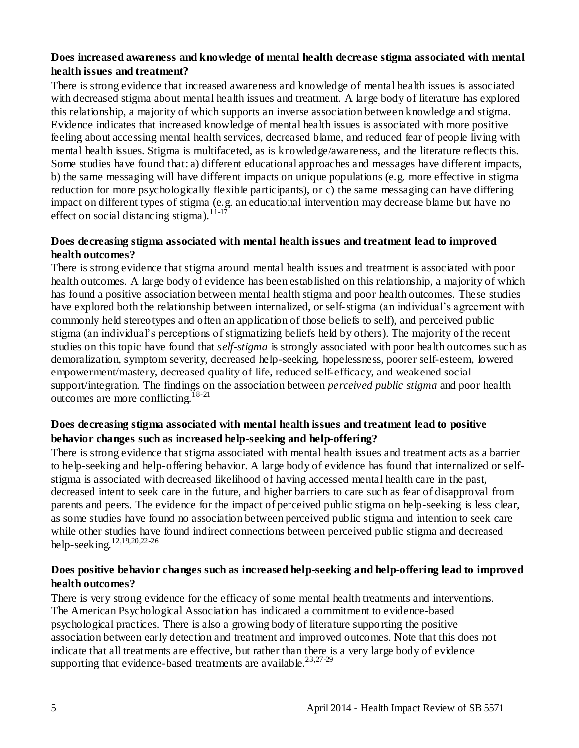**Does increased awareness and knowledge of mental health decrease stigma associated with mental health issues and treatment?**

There is strong evidence that increased awareness and knowledge of mental health issues is associated with decreased stigma about mental health issues and treatment. A large body of literature has explored this relationship, a majority of which supports an inverse association between knowledge and stigma. Evidence indicates that increased knowledge of mental health issues is associated with more positive feeling about accessing mental health services, decreased blame, and reduced fear of people living with mental health issues. Stigma is multifaceted, as is knowledge/awareness, and the literature reflects this. Some studies have found that: a) different educational approaches and messages have different impacts, b) the same messaging will have different impacts on unique populations (e.g. more effective in stigma reduction for more psychologically flexible participants), or c) the same messaging can have differing impact on different types of stigma (e.g. an educational intervention may decrease blame but have no effect on social distancing stigma).[11-17]

**Does decreasing stigma associated with mental health issues and treatment lead to improved health outcomes?**

There is strong evidence that stigma around mental health issues and treatment is associated with poor health outcomes. A large body of evidence has been established on this relationship, a majority of which has found a positive association between mental health stigma and poor health outcomes. These studies have explored both the relationship between internalized, or self-stigma (an individual's agreement with commonly held stereotypes and often an application of those beliefs to self), and perceived public stigma (an individual's perceptions of stigmatizing beliefs held by others). The majority of the recent studies on this topic have found that *self-stigma* is strongly associated with poor health outcomes such as demoralization, symptom severity, decreased help-seeking, hopelessness, poorer self-esteem, lowered empowerment/mastery, decreased quality of life, reduced self-efficacy, and weakened social support/integration. The findings on the association between *perceived public stigma* and poor health outcomes are more conflicting.[18-21]

**Does decreasing stigma associated with mental health issues and treatment lead to positive behavior changes such as increased help-seeking and help-offering?**

There is strong evidence that stigma associated with mental health issues and treatment acts as a barrier to help-seeking and help-offering behavior. A large body of evidence has found that internalized or self-stigma is associated with decreased likelihood of having accessed mental health care in the past, decreased intent to seek care in the future, and higher barriers to care such as fear of disapproval from parents and peers. The evidence for the impact of perceived public stigma on help-seeking is less clear, as some studies have found no association between perceived public stigma and intention to seek care while other studies have found indirect connections between perceived public stigma and decreased help-seeking.[12,19,20,22-26]

**Does positive behavior changes such as increased help-seeking and help-offering lead to improved health outcomes?**

There is very strong evidence for the efficacy of some mental health treatments and interventions. The American Psychological Association has indicated a commitment to evidence-based psychological practices. There is also a growing body of literature supporting the positive association between early detection and treatment and improved outcomes. Note that this does not indicate that all treatments are effective, but rather than there is a very large body of evidence supporting that evidence-based treatments are available.[23,27-29]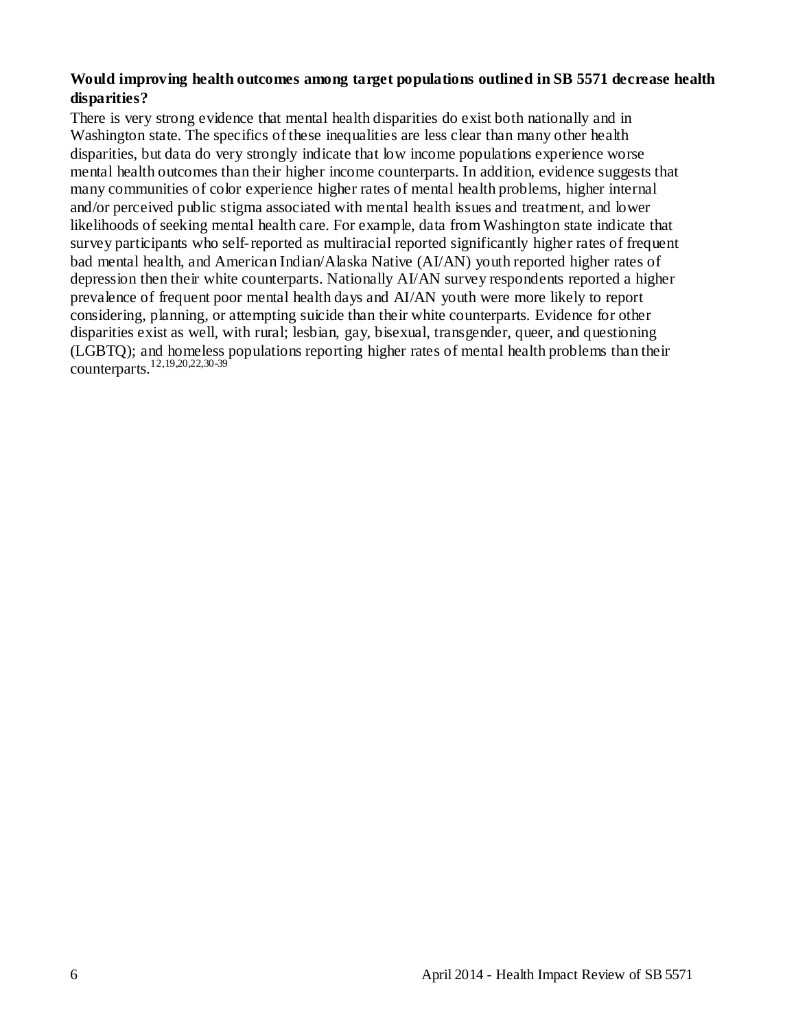**Would improving health outcomes among target populations outlined in SB 5571 decrease health disparities?**

There is very strong evidence that mental health disparities do exist both nationally and in Washington state. The specifics of these inequalities are less clear than many other health disparities, but data do very strongly indicate that low income populations experience worse mental health outcomes than their higher income counterparts. In addition, evidence suggests that many communities of color experience higher rates of mental health problems, higher internal and/or perceived public stigma associated with mental health issues and treatment, and lower likelihoods of seeking mental health care. For example, data from Washington state indicate that survey participants who self-reported as multiracial reported significantly higher rates of frequent bad mental health, and American Indian/Alaska Native (AI/AN) youth reported higher rates of depression then their white counterparts. Nationally AI/AN survey respondents reported a higher prevalence of frequent poor mental health days and AI/AN youth were more likely to report considering, planning, or attempting suicide than their white counterparts. Evidence for other disparities exist as well, with rural; lesbian, gay, bisexual, transgender, queer, and questioning (LGBTQ); and homeless populations reporting higher rates of mental health problems than their counterparts.[12,19,20,22,30-39]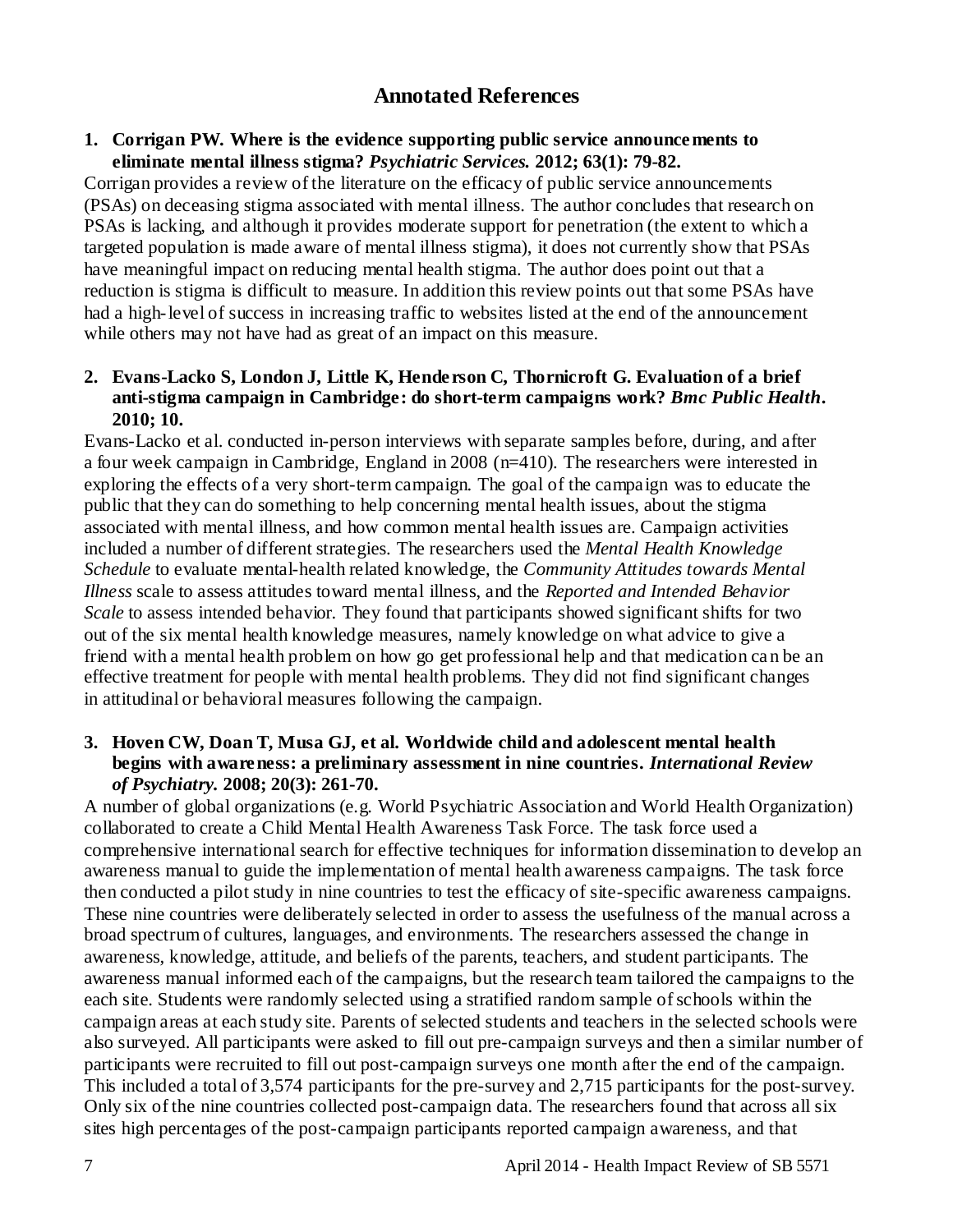## Annotated References

**1. Corrigan PW. Where is the evidence supporting public service announcements to eliminate mental illness stigma? *Psychiatric Services.* 2012; 63(1): 79-82.**

Corrigan provides a review of the literature on the efficacy of public service announcements (PSAs) on deceasing stigma associated with mental illness. The author concludes that research on PSAs is lacking, and although it provides moderate support for penetration (the extent to which a targeted population is made aware of mental illness stigma), it does not currently show that PSAs have meaningful impact on reducing mental health stigma. The author does point out that a reduction is stigma is difficult to measure. In addition this review points out that some PSAs have had a high-level of success in increasing traffic to websites listed at the end of the announcement while others may not have had as great of an impact on this measure.

**2. Evans-Lacko S, London J, Little K, Henderson C, Thornicroft G. Evaluation of a brief anti-stigma campaign in Cambridge: do short-term campaigns work? *Bmc Public Health.* 2010; 10.**

Evans-Lacko et al. conducted in-person interviews with separate samples before, during, and after a four week campaign in Cambridge, England in 2008 (n=410). The researchers were interested in exploring the effects of a very short-term campaign. The goal of the campaign was to educate the public that they can do something to help concerning mental health issues, about the stigma associated with mental illness, and how common mental health issues are. Campaign activities included a number of different strategies. The researchers used the *Mental Health Knowledge Schedule* to evaluate mental-health related knowledge, the *Community Attitudes towards Mental Illness* scale to assess attitudes toward mental illness, and the *Reported and Intended Behavior Scale* to assess intended behavior. They found that participants showed significant shifts for two out of the six mental health knowledge measures, namely knowledge on what advice to give a friend with a mental health problem on how go get professional help and that medication can be an effective treatment for people with mental health problems. They did not find significant changes in attitudinal or behavioral measures following the campaign.

**3. Hoven CW, Doan T, Musa GJ, et al. Worldwide child and adolescent mental health begins with awareness: a preliminary assessment in nine countries. *International Review of Psychiatry.* 2008; 20(3): 261-70.**

A number of global organizations (e.g. World Psychiatric Association and World Health Organization) collaborated to create a Child Mental Health Awareness Task Force. The task force used a comprehensive international search for effective techniques for information dissemination to develop an awareness manual to guide the implementation of mental health awareness campaigns. The task force then conducted a pilot study in nine countries to test the efficacy of site-specific awareness campaigns. These nine countries were deliberately selected in order to assess the usefulness of the manual across a broad spectrum of cultures, languages, and environments. The researchers assessed the change in awareness, knowledge, attitude, and beliefs of the parents, teachers, and student participants. The awareness manual informed each of the campaigns, but the research team tailored the campaigns to the each site. Students were randomly selected using a stratified random sample of schools within the campaign areas at each study site. Parents of selected students and teachers in the selected schools were also surveyed. All participants were asked to fill out pre-campaign surveys and then a similar number of participants were recruited to fill out post-campaign surveys one month after the end of the campaign. This included a total of 3,574 participants for the pre-survey and 2,715 participants for the post-survey. Only six of the nine countries collected post-campaign data. The researchers found that across all six sites high percentages of the post-campaign participants reported campaign awareness, and that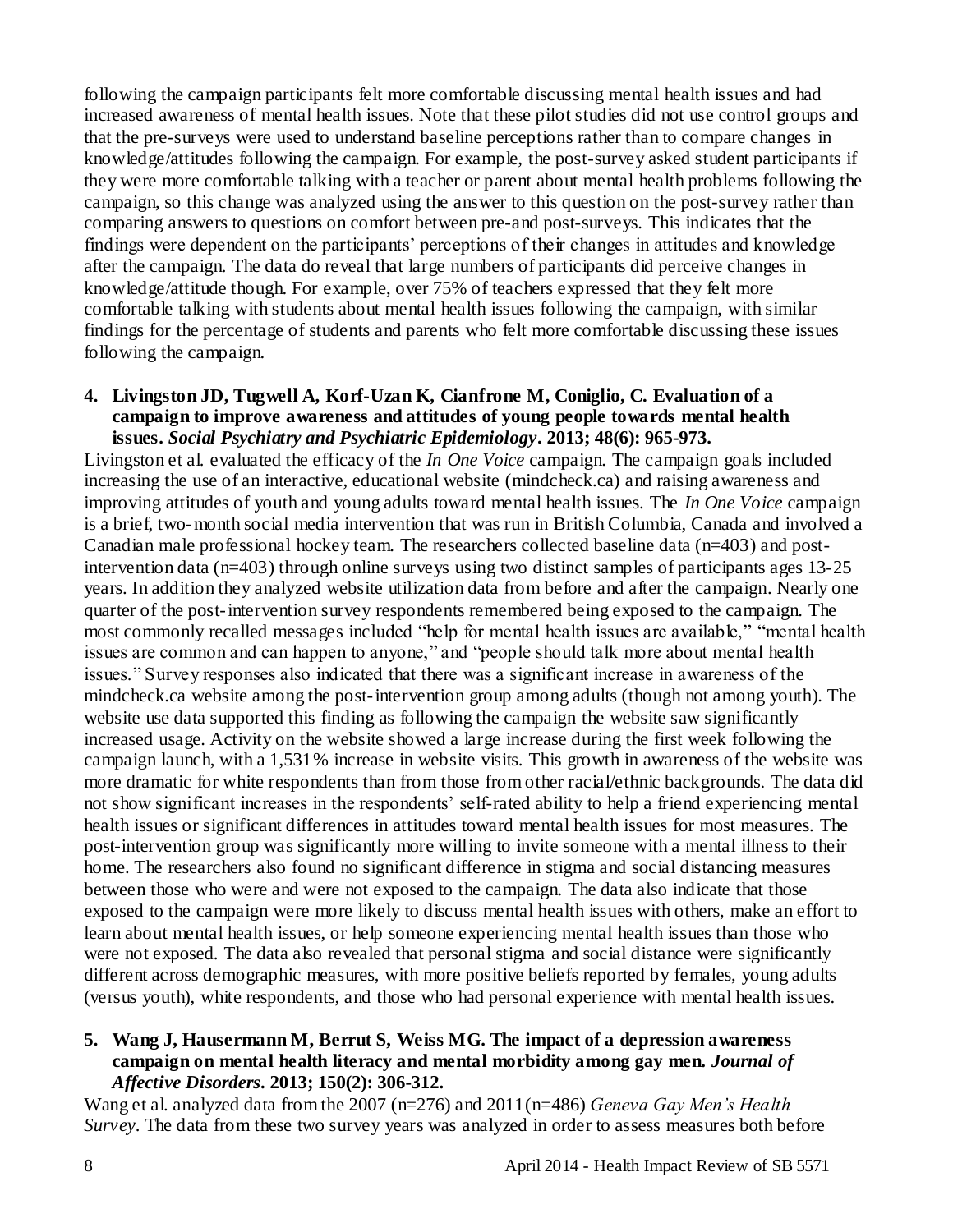following the campaign participants felt more comfortable discussing mental health issues and had increased awareness of mental health issues. Note that these pilot studies did not use control groups and that the pre-surveys were used to understand baseline perceptions rather than to compare changes in knowledge/attitudes following the campaign. For example, the post-survey asked student participants if they were more comfortable talking with a teacher or parent about mental health problems following the campaign, so this change was analyzed using the answer to this question on the post-survey rather than comparing answers to questions on comfort between pre-and post-surveys. This indicates that the findings were dependent on the participants' perceptions of their changes in attitudes and knowledge after the campaign. The data do reveal that large numbers of participants did perceive changes in knowledge/attitude though. For example, over 75% of teachers expressed that they felt more comfortable talking with students about mental health issues following the campaign, with similar findings for the percentage of students and parents who felt more comfortable discussing these issues following the campaign.

**4. Livingston JD, Tugwell A, Korf-Uzan K, Cianfrone M, Coniglio, C. Evaluation of a campaign to improve awareness and attitudes of young people towards mental health issues. *Social Psychiatry and Psychiatric Epidemiology*. 2013; 48(6): 965-973.**

Livingston et al. evaluated the efficacy of the *In One Voice* campaign. The campaign goals included increasing the use of an interactive, educational website (mindcheck.ca) and raising awareness and improving attitudes of youth and young adults toward mental health issues. The *In One Voice* campaign is a brief, two-month social media intervention that was run in British Columbia, Canada and involved a Canadian male professional hockey team. The researchers collected baseline data (n=403) and post-intervention data (n=403) through online surveys using two distinct samples of participants ages 13-25 years. In addition they analyzed website utilization data from before and after the campaign. Nearly one quarter of the post-intervention survey respondents remembered being exposed to the campaign. The most commonly recalled messages included "help for mental health issues are available," "mental health issues are common and can happen to anyone," and "people should talk more about mental health issues." Survey responses also indicated that there was a significant increase in awareness of the mindcheck.ca website among the post-intervention group among adults (though not among youth). The website use data supported this finding as following the campaign the website saw significantly increased usage. Activity on the website showed a large increase during the first week following the campaign launch, with a 1,531% increase in website visits. This growth in awareness of the website was more dramatic for white respondents than from those from other racial/ethnic backgrounds. The data did not show significant increases in the respondents' self-rated ability to help a friend experiencing mental health issues or significant differences in attitudes toward mental health issues for most measures. The post-intervention group was significantly more willing to invite someone with a mental illness to their home. The researchers also found no significant difference in stigma and social distancing measures between those who were and were not exposed to the campaign. The data also indicate that those exposed to the campaign were more likely to discuss mental health issues with others, make an effort to learn about mental health issues, or help someone experiencing mental health issues than those who were not exposed. The data also revealed that personal stigma and social distance were significantly different across demographic measures, with more positive beliefs reported by females, young adults (versus youth), white respondents, and those who had personal experience with mental health issues.

**5. Wang J, Hausermann M, Berrut S, Weiss MG. The impact of a depression awareness campaign on mental health literacy and mental morbidity among gay men. *Journal of Affective Disorders*. 2013; 150(2): 306-312.**

Wang et al. analyzed data from the 2007 (n=276) and 2011(n=486) *Geneva Gay Men's Health Survey*. The data from these two survey years was analyzed in order to assess measures both before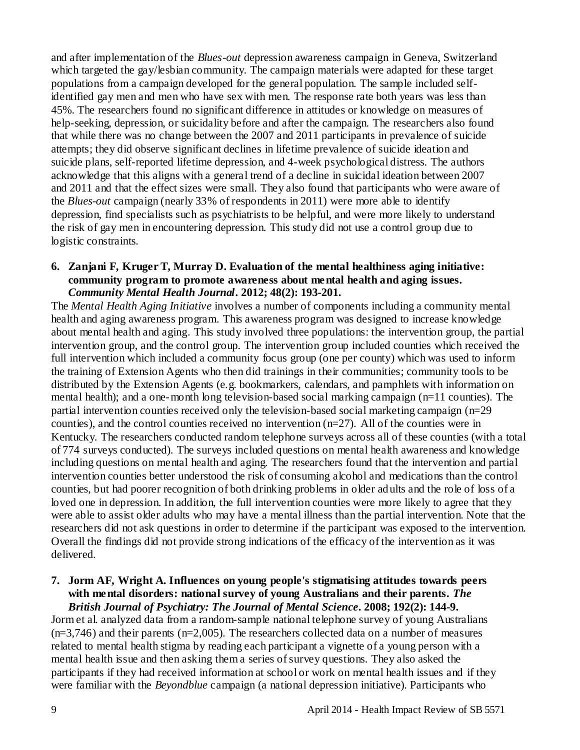and after implementation of the *Blues-out* depression awareness campaign in Geneva, Switzerland which targeted the gay/lesbian community. The campaign materials were adapted for these target populations from a campaign developed for the general population. The sample included self-identified gay men and men who have sex with men. The response rate both years was less than 45%. The researchers found no significant difference in attitudes or knowledge on measures of help-seeking, depression, or suicidality before and after the campaign. The researchers also found that while there was no change between the 2007 and 2011 participants in prevalence of suicide attempts; they did observe significant declines in lifetime prevalence of suicide ideation and suicide plans, self-reported lifetime depression, and 4-week psychological distress. The authors acknowledge that this aligns with a general trend of a decline in suicidal ideation between 2007 and 2011 and that the effect sizes were small. They also found that participants who were aware of the *Blues-out* campaign (nearly 33% of respondents in 2011) were more able to identify depression, find specialists such as psychiatrists to be helpful, and were more likely to understand the risk of gay men in encountering depression. This study did not use a control group due to logistic constraints.

6. **Zanjani F, Kruger T, Murray D. Evaluation of the mental healthiness aging initiative: community program to promote awareness about mental health and aging issues. *Community Mental Health Journal*. 2012; 48(2): 193-201.**

The *Mental Health Aging Initiative* involves a number of components including a community mental health and aging awareness program. This awareness program was designed to increase knowledge about mental health and aging. This study involved three populations: the intervention group, the partial intervention group, and the control group. The intervention group included counties which received the full intervention which included a community focus group (one per county) which was used to inform the training of Extension Agents who then did trainings in their communities; community tools to be distributed by the Extension Agents (e.g. bookmarkers, calendars, and pamphlets with information on mental health); and a one-month long television-based social marking campaign (n=11 counties). The partial intervention counties received only the television-based social marketing campaign (n=29 counties), and the control counties received no intervention (n=27). All of the counties were in Kentucky. The researchers conducted random telephone surveys across all of these counties (with a total of 774 surveys conducted). The surveys included questions on mental health awareness and knowledge including questions on mental health and aging. The researchers found that the intervention and partial intervention counties better understood the risk of consuming alcohol and medications than the control counties, but had poorer recognition of both drinking problems in older adults and the role of loss of a loved one in depression. In addition, the full intervention counties were more likely to agree that they were able to assist older adults who may have a mental illness than the partial intervention. Note that the researchers did not ask questions in order to determine if the participant was exposed to the intervention. Overall the findings did not provide strong indications of the efficacy of the intervention as it was delivered.

7. **Jorm AF, Wright A. Influences on young people's stigmatising attitudes towards peers with mental disorders: national survey of young Australians and their parents. *The British Journal of Psychiatry: The Journal of Mental Science*. 2008; 192(2): 144-9.**

Jorm et al. analyzed data from a random-sample national telephone survey of young Australians (n=3,746) and their parents (n=2,005). The researchers collected data on a number of measures related to mental health stigma by reading each participant a vignette of a young person with a mental health issue and then asking them a series of survey questions. They also asked the participants if they had received information at school or work on mental health issues and if they were familiar with the *Beyondblue* campaign (a national depression initiative). Participants who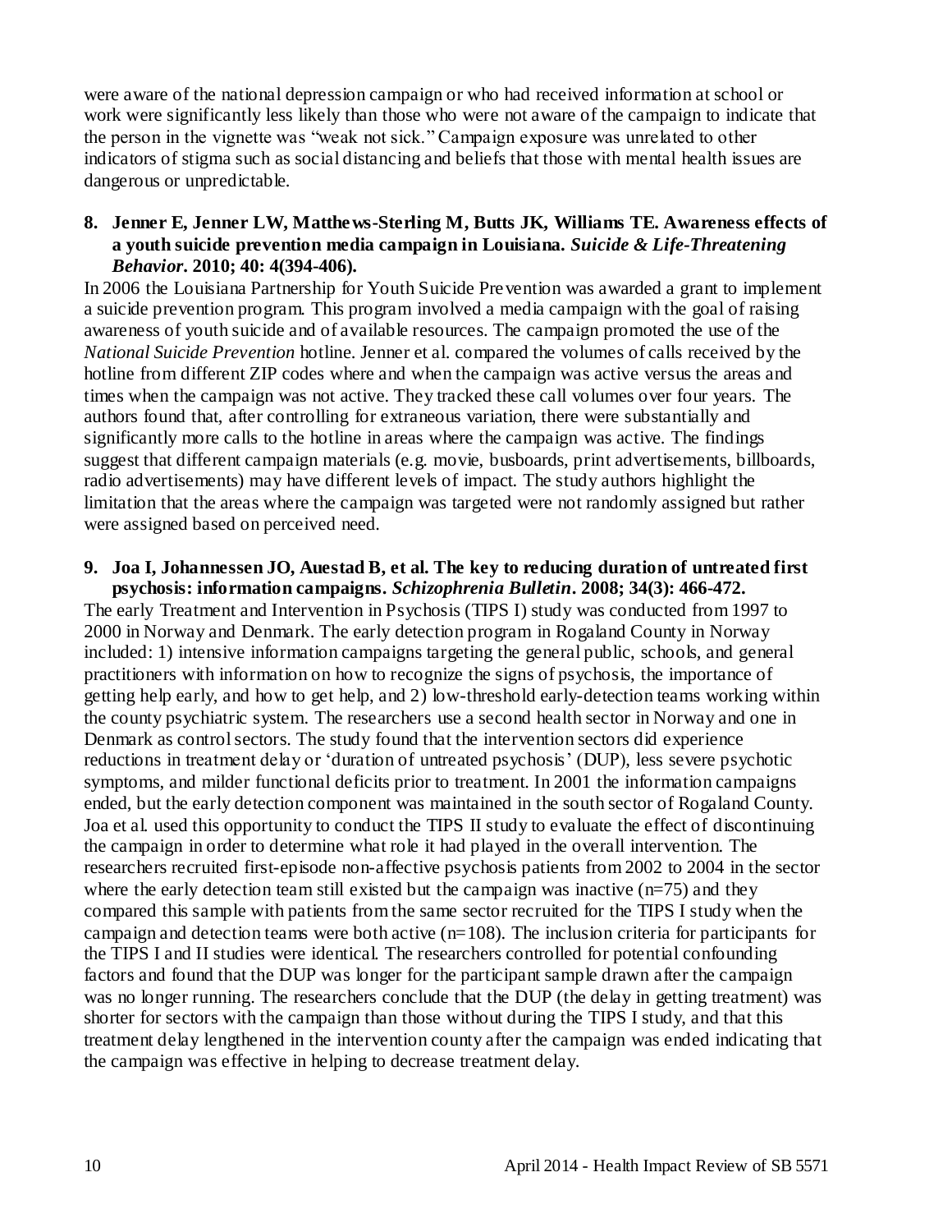were aware of the national depression campaign or who had received information at school or work were significantly less likely than those who were not aware of the campaign to indicate that the person in the vignette was "weak not sick." Campaign exposure was unrelated to other indicators of stigma such as social distancing and beliefs that those with mental health issues are dangerous or unpredictable.

8. **Jenner E, Jenner LW, Matthews-Sterling M, Butts JK, Williams TE. Awareness effects of a youth suicide prevention media campaign in Louisiana. *Suicide & Life-Threatening Behavior*. 2010; 40: 4(394-406).**

In 2006 the Louisiana Partnership for Youth Suicide Prevention was awarded a grant to implement a suicide prevention program. This program involved a media campaign with the goal of raising awareness of youth suicide and of available resources. The campaign promoted the use of the *National Suicide Prevention* hotline. Jenner et al. compared the volumes of calls received by the hotline from different ZIP codes where and when the campaign was active versus the areas and times when the campaign was not active. They tracked these call volumes over four years. The authors found that, after controlling for extraneous variation, there were substantially and significantly more calls to the hotline in areas where the campaign was active. The findings suggest that different campaign materials (e.g. movie, busboards, print advertisements, billboards, radio advertisements) may have different levels of impact. The study authors highlight the limitation that the areas where the campaign was targeted were not randomly assigned but rather were assigned based on perceived need.

9. **Joa I, Johannessen JO, Auestad B, et al. The key to reducing duration of untreated first psychosis: information campaigns. *Schizophrenia Bulletin*. 2008; 34(3): 466-472.**

The early Treatment and Intervention in Psychosis (TIPS I) study was conducted from 1997 to 2000 in Norway and Denmark. The early detection program in Rogaland County in Norway included: 1) intensive information campaigns targeting the general public, schools, and general practitioners with information on how to recognize the signs of psychosis, the importance of getting help early, and how to get help, and 2) low-threshold early-detection teams working within the county psychiatric system. The researchers use a second health sector in Norway and one in Denmark as control sectors. The study found that the intervention sectors did experience reductions in treatment delay or 'duration of untreated psychosis' (DUP), less severe psychotic symptoms, and milder functional deficits prior to treatment. In 2001 the information campaigns ended, but the early detection component was maintained in the south sector of Rogaland County. Joa et al. used this opportunity to conduct the TIPS II study to evaluate the effect of discontinuing the campaign in order to determine what role it had played in the overall intervention. The researchers recruited first-episode non-affective psychosis patients from 2002 to 2004 in the sector where the early detection team still existed but the campaign was inactive (n=75) and they compared this sample with patients from the same sector recruited for the TIPS I study when the campaign and detection teams were both active (n=108). The inclusion criteria for participants for the TIPS I and II studies were identical. The researchers controlled for potential confounding factors and found that the DUP was longer for the participant sample drawn after the campaign was no longer running. The researchers conclude that the DUP (the delay in getting treatment) was shorter for sectors with the campaign than those without during the TIPS I study, and that this treatment delay lengthened in the intervention county after the campaign was ended indicating that the campaign was effective in helping to decrease treatment delay.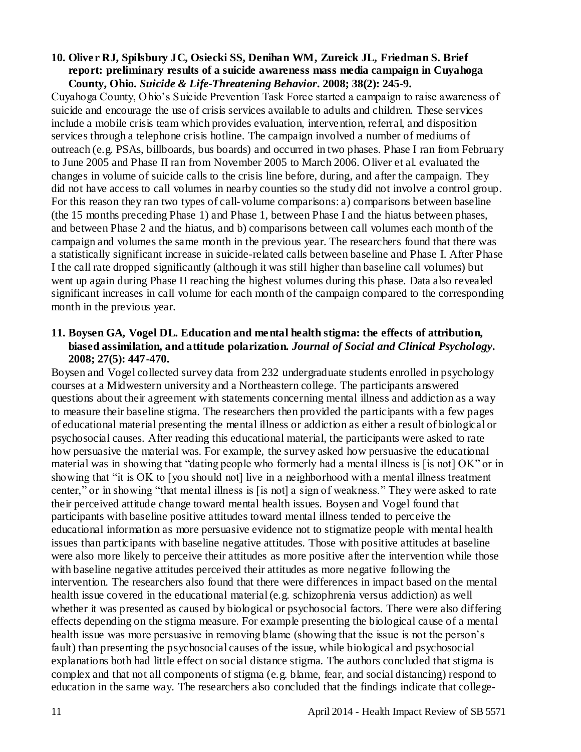**10. Oliver RJ, Spilsbury JC, Osiecki SS, Denihan WM, Zureick JL, Friedman S. Brief report: preliminary results of a suicide awareness mass media campaign in Cuyahoga County, Ohio. *Suicide & Life-Threatening Behavior*. 2008; 38(2): 245-9.**

Cuyahoga County, Ohio's Suicide Prevention Task Force started a campaign to raise awareness of suicide and encourage the use of crisis services available to adults and children. These services include a mobile crisis team which provides evaluation, intervention, referral, and disposition services through a telephone crisis hotline. The campaign involved a number of mediums of outreach (e.g. PSAs, billboards, bus boards) and occurred in two phases. Phase I ran from February to June 2005 and Phase II ran from November 2005 to March 2006. Oliver et al. evaluated the changes in volume of suicide calls to the crisis line before, during, and after the campaign. They did not have access to call volumes in nearby counties so the study did not involve a control group. For this reason they ran two types of call-volume comparisons: a) comparisons between baseline (the 15 months preceding Phase 1) and Phase 1, between Phase I and the hiatus between phases, and between Phase 2 and the hiatus, and b) comparisons between call volumes each month of the campaign and volumes the same month in the previous year. The researchers found that there was a statistically significant increase in suicide-related calls between baseline and Phase I. After Phase I the call rate dropped significantly (although it was still higher than baseline call volumes) but went up again during Phase II reaching the highest volumes during this phase. Data also revealed significant increases in call volume for each month of the campaign compared to the corresponding month in the previous year.

**11. Boysen GA, Vogel DL. Education and mental health stigma: the effects of attribution, biased assimilation, and attitude polarization. *Journal of Social and Clinical Psychology*. 2008; 27(5): 447-470.**

Boysen and Vogel collected survey data from 232 undergraduate students enrolled in psychology courses at a Midwestern university and a Northeastern college. The participants answered questions about their agreement with statements concerning mental illness and addiction as a way to measure their baseline stigma. The researchers then provided the participants with a few pages of educational material presenting the mental illness or addiction as either a result of biological or psychosocial causes. After reading this educational material, the participants were asked to rate how persuasive the material was. For example, the survey asked how persuasive the educational material was in showing that "dating people who formerly had a mental illness is [is not] OK" or in showing that "it is OK to [you should not] live in a neighborhood with a mental illness treatment center," or in showing "that mental illness is [is not] a sign of weakness." They were asked to rate their perceived attitude change toward mental health issues. Boysen and Vogel found that participants with baseline positive attitudes toward mental illness tended to perceive the educational information as more persuasive evidence not to stigmatize people with mental health issues than participants with baseline negative attitudes. Those with positive attitudes at baseline were also more likely to perceive their attitudes as more positive after the intervention while those with baseline negative attitudes perceived their attitudes as more negative following the intervention. The researchers also found that there were differences in impact based on the mental health issue covered in the educational material (e.g. schizophrenia versus addiction) as well whether it was presented as caused by biological or psychosocial factors. There were also differing effects depending on the stigma measure. For example presenting the biological cause of a mental health issue was more persuasive in removing blame (showing that the issue is not the person's fault) than presenting the psychosocial causes of the issue, while biological and psychosocial explanations both had little effect on social distance stigma. The authors concluded that stigma is complex and that not all components of stigma (e.g. blame, fear, and social distancing) respond to education in the same way. The researchers also concluded that the findings indicate that college-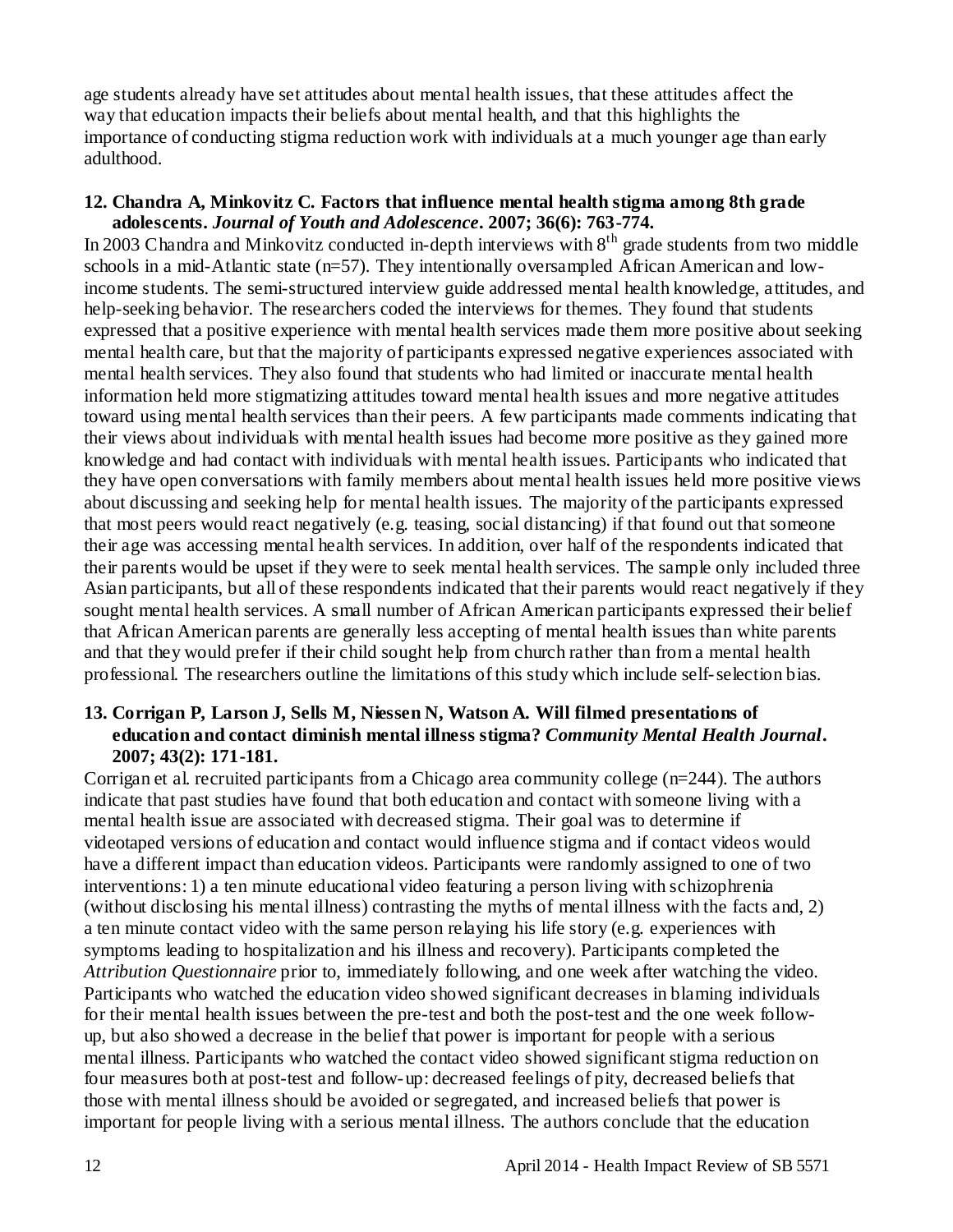age students already have set attitudes about mental health issues, that these attitudes affect the way that education impacts their beliefs about mental health, and that this highlights the importance of conducting stigma reduction work with individuals at a much younger age than early adulthood.

**12. Chandra A, Minkovitz C. Factors that influence mental health stigma among 8th grade adolescents. *Journal of Youth and Adolescence*. 2007; 36(6): 763-774.**

In 2003 Chandra and Minkovitz conducted in-depth interviews with 8th grade students from two middle schools in a mid-Atlantic state (n=57). They intentionally oversampled African American and low-income students. The semi-structured interview guide addressed mental health knowledge, attitudes, and help-seeking behavior. The researchers coded the interviews for themes. They found that students expressed that a positive experience with mental health services made them more positive about seeking mental health care, but that the majority of participants expressed negative experiences associated with mental health services. They also found that students who had limited or inaccurate mental health information held more stigmatizing attitudes toward mental health issues and more negative attitudes toward using mental health services than their peers. A few participants made comments indicating that their views about individuals with mental health issues had become more positive as they gained more knowledge and had contact with individuals with mental health issues. Participants who indicated that they have open conversations with family members about mental health issues held more positive views about discussing and seeking help for mental health issues. The majority of the participants expressed that most peers would react negatively (e.g. teasing, social distancing) if that found out that someone their age was accessing mental health services. In addition, over half of the respondents indicated that their parents would be upset if they were to seek mental health services. The sample only included three Asian participants, but all of these respondents indicated that their parents would react negatively if they sought mental health services. A small number of African American participants expressed their belief that African American parents are generally less accepting of mental health issues than white parents and that they would prefer if their child sought help from church rather than from a mental health professional. The researchers outline the limitations of this study which include self-selection bias.

**13. Corrigan P, Larson J, Sells M, Niessen N, Watson A. Will filmed presentations of education and contact diminish mental illness stigma? *Community Mental Health Journal*. 2007; 43(2): 171-181.**

Corrigan et al. recruited participants from a Chicago area community college (n=244). The authors indicate that past studies have found that both education and contact with someone living with a mental health issue are associated with decreased stigma. Their goal was to determine if videotaped versions of education and contact would influence stigma and if contact videos would have a different impact than education videos. Participants were randomly assigned to one of two interventions: 1) a ten minute educational video featuring a person living with schizophrenia (without disclosing his mental illness) contrasting the myths of mental illness with the facts and, 2) a ten minute contact video with the same person relaying his life story (e.g. experiences with symptoms leading to hospitalization and his illness and recovery). Participants completed the *Attribution Questionnaire* prior to, immediately following, and one week after watching the video. Participants who watched the education video showed significant decreases in blaming individuals for their mental health issues between the pre-test and both the post-test and the one week follow-up, but also showed a decrease in the belief that power is important for people with a serious mental illness. Participants who watched the contact video showed significant stigma reduction on four measures both at post-test and follow-up: decreased feelings of pity, decreased beliefs that those with mental illness should be avoided or segregated, and increased beliefs that power is important for people living with a serious mental illness. The authors conclude that the education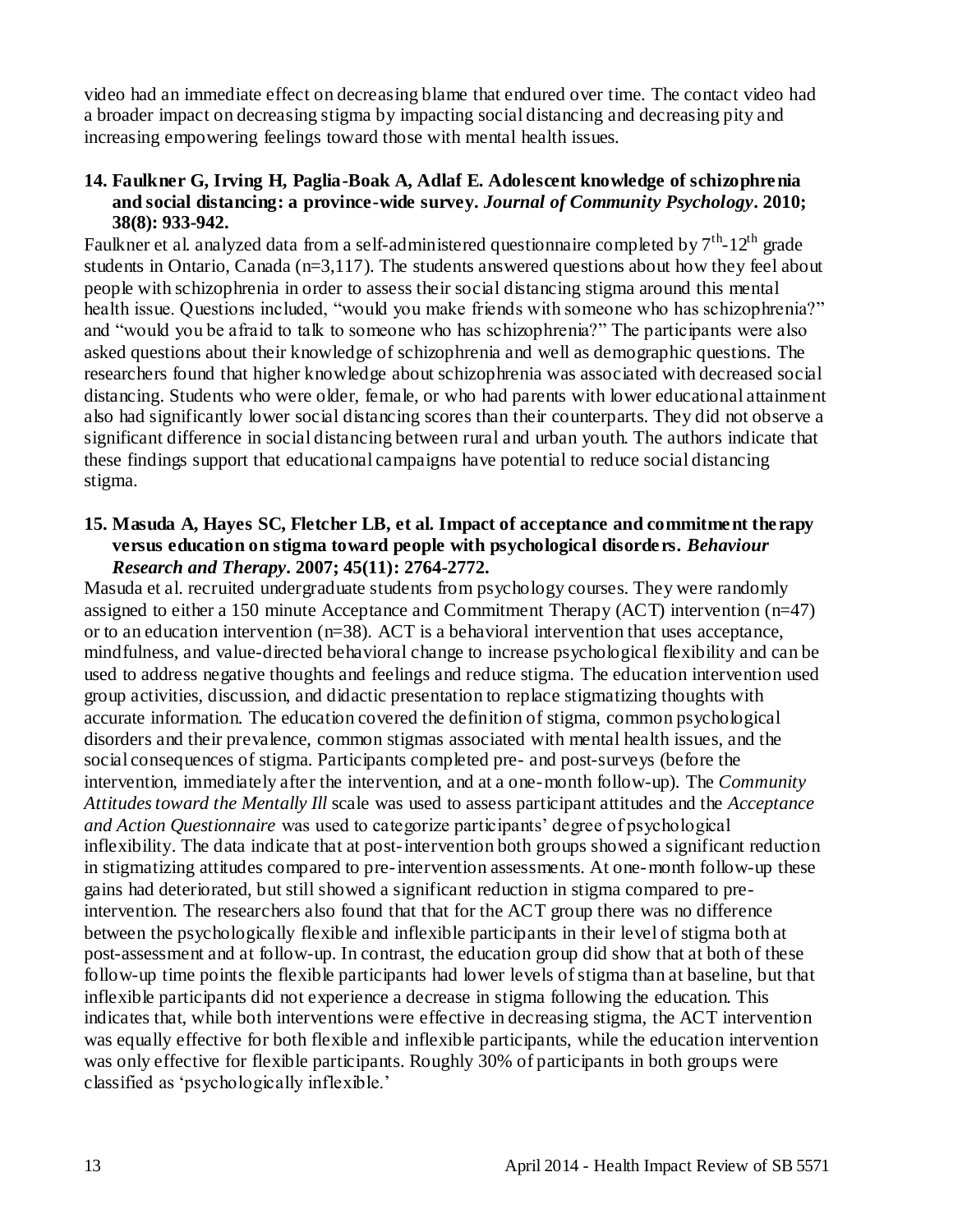video had an immediate effect on decreasing blame that endured over time. The contact video had a broader impact on decreasing stigma by impacting social distancing and decreasing pity and increasing empowering feelings toward those with mental health issues.

**14. Faulkner G, Irving H, Paglia-Boak A, Adlaf E. Adolescent knowledge of schizophrenia and social distancing: a province-wide survey. *Journal of Community Psychology*. 2010; 38(8): 933-942.**

Faulkner et al. analyzed data from a self-administered questionnaire completed by 7th-12th grade students in Ontario, Canada (n=3,117). The students answered questions about how they feel about people with schizophrenia in order to assess their social distancing stigma around this mental health issue. Questions included, "would you make friends with someone who has schizophrenia?" and "would you be afraid to talk to someone who has schizophrenia?" The participants were also asked questions about their knowledge of schizophrenia and well as demographic questions. The researchers found that higher knowledge about schizophrenia was associated with decreased social distancing. Students who were older, female, or who had parents with lower educational attainment also had significantly lower social distancing scores than their counterparts. They did not observe a significant difference in social distancing between rural and urban youth. The authors indicate that these findings support that educational campaigns have potential to reduce social distancing stigma.

**15. Masuda A, Hayes SC, Fletcher LB, et al. Impact of acceptance and commitment therapy versus education on stigma toward people with psychological disorders. *Behaviour Research and Therapy*. 2007; 45(11): 2764-2772.**

Masuda et al. recruited undergraduate students from psychology courses. They were randomly assigned to either a 150 minute Acceptance and Commitment Therapy (ACT) intervention (n=47) or to an education intervention (n=38). ACT is a behavioral intervention that uses acceptance, mindfulness, and value-directed behavioral change to increase psychological flexibility and can be used to address negative thoughts and feelings and reduce stigma. The education intervention used group activities, discussion, and didactic presentation to replace stigmatizing thoughts with accurate information. The education covered the definition of stigma, common psychological disorders and their prevalence, common stigmas associated with mental health issues, and the social consequences of stigma. Participants completed pre- and post-surveys (before the intervention, immediately after the intervention, and at a one-month follow-up). The *Community Attitudes toward the Mentally Ill* scale was used to assess participant attitudes and the *Acceptance and Action Questionnaire* was used to categorize participants' degree of psychological inflexibility. The data indicate that at post-intervention both groups showed a significant reduction in stigmatizing attitudes compared to pre-intervention assessments. At one-month follow-up these gains had deteriorated, but still showed a significant reduction in stigma compared to pre-intervention. The researchers also found that that for the ACT group there was no difference between the psychologically flexible and inflexible participants in their level of stigma both at post-assessment and at follow-up. In contrast, the education group did show that at both of these follow-up time points the flexible participants had lower levels of stigma than at baseline, but that inflexible participants did not experience a decrease in stigma following the education. This indicates that, while both interventions were effective in decreasing stigma, the ACT intervention was equally effective for both flexible and inflexible participants, while the education intervention was only effective for flexible participants. Roughly 30% of participants in both groups were classified as 'psychologically inflexible.'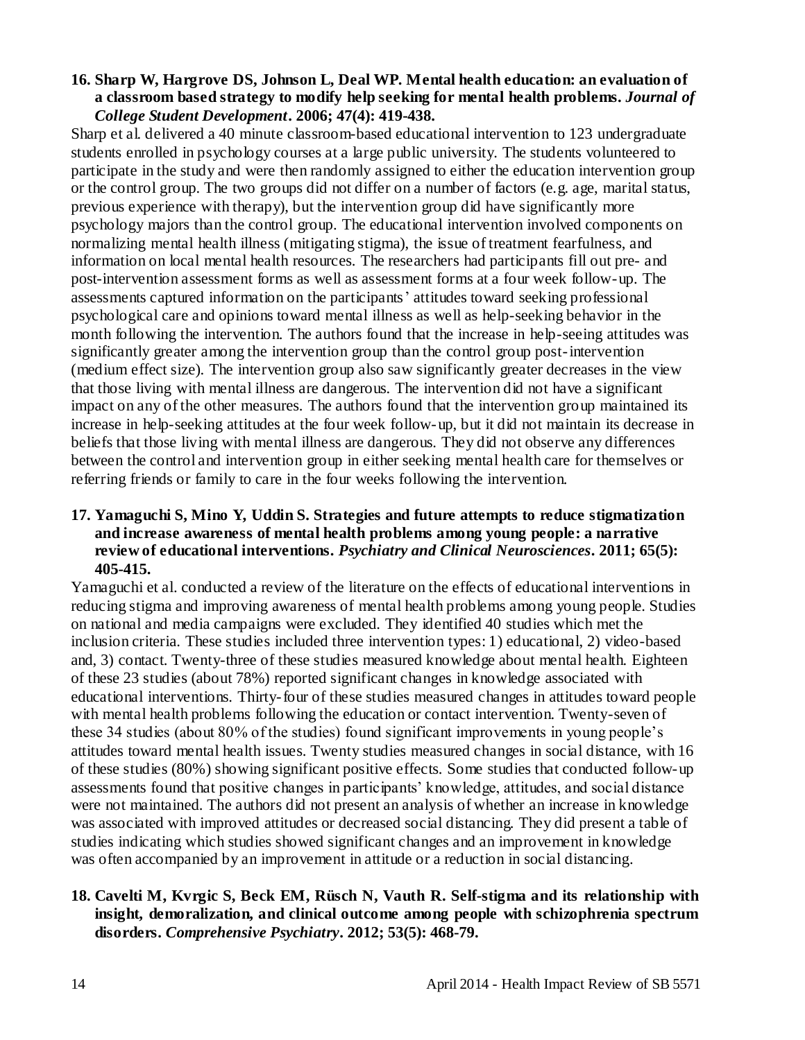**16. Sharp W, Hargrove DS, Johnson L, Deal WP. Mental health education: an evaluation of a classroom based strategy to modify help seeking for mental health problems. *Journal of College Student Development*. 2006; 47(4): 419-438.**

Sharp et al. delivered a 40 minute classroom-based educational intervention to 123 undergraduate students enrolled in psychology courses at a large public university. The students volunteered to participate in the study and were then randomly assigned to either the education intervention group or the control group. The two groups did not differ on a number of factors (e.g. age, marital status, previous experience with therapy), but the intervention group did have significantly more psychology majors than the control group. The educational intervention involved components on normalizing mental health illness (mitigating stigma), the issue of treatment fearfulness, and information on local mental health resources. The researchers had participants fill out pre- and post-intervention assessment forms as well as assessment forms at a four week follow-up. The assessments captured information on the participants' attitudes toward seeking professional psychological care and opinions toward mental illness as well as help-seeking behavior in the month following the intervention. The authors found that the increase in help-seeing attitudes was significantly greater among the intervention group than the control group post-intervention (medium effect size). The intervention group also saw significantly greater decreases in the view that those living with mental illness are dangerous. The intervention did not have a significant impact on any of the other measures. The authors found that the intervention group maintained its increase in help-seeking attitudes at the four week follow-up, but it did not maintain its decrease in beliefs that those living with mental illness are dangerous. They did not observe any differences between the control and intervention group in either seeking mental health care for themselves or referring friends or family to care in the four weeks following the intervention.

**17. Yamaguchi S, Mino Y, Uddin S. Strategies and future attempts to reduce stigmatization and increase awareness of mental health problems among young people: a narrative review of educational interventions. *Psychiatry and Clinical Neurosciences*. 2011; 65(5): 405-415.**

Yamaguchi et al. conducted a review of the literature on the effects of educational interventions in reducing stigma and improving awareness of mental health problems among young people. Studies on national and media campaigns were excluded. They identified 40 studies which met the inclusion criteria. These studies included three intervention types: 1) educational, 2) video-based and, 3) contact. Twenty-three of these studies measured knowledge about mental health. Eighteen of these 23 studies (about 78%) reported significant changes in knowledge associated with educational interventions. Thirty-four of these studies measured changes in attitudes toward people with mental health problems following the education or contact intervention. Twenty-seven of these 34 studies (about 80% of the studies) found significant improvements in young people's attitudes toward mental health issues. Twenty studies measured changes in social distance, with 16 of these studies (80%) showing significant positive effects. Some studies that conducted follow-up assessments found that positive changes in participants' knowledge, attitudes, and social distance were not maintained. The authors did not present an analysis of whether an increase in knowledge was associated with improved attitudes or decreased social distancing. They did present a table of studies indicating which studies showed significant changes and an improvement in knowledge was often accompanied by an improvement in attitude or a reduction in social distancing.

**18. Cavelti M, Kvrgic S, Beck EM, Rüsch N, Vauth R. Self-stigma and its relationship with insight, demoralization, and clinical outcome among people with schizophrenia spectrum disorders. *Comprehensive Psychiatry*. 2012; 53(5): 468-79.**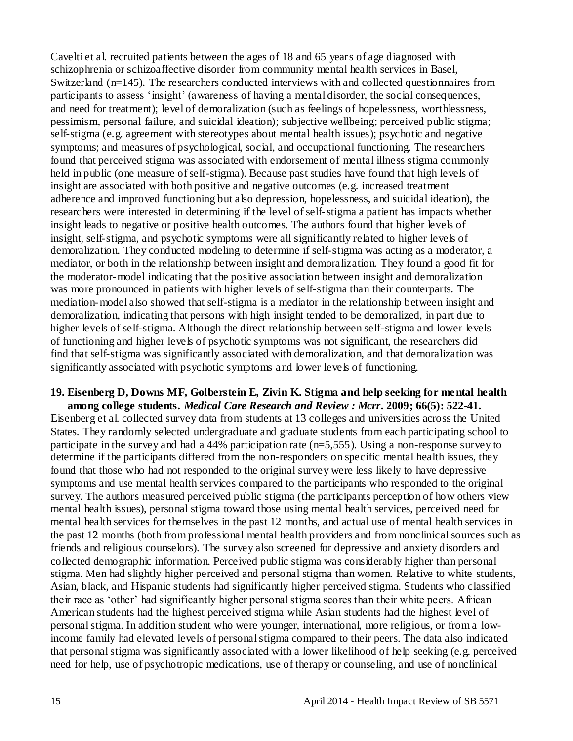Cavelti et al. recruited patients between the ages of 18 and 65 years of age diagnosed with schizophrenia or schizoaffective disorder from community mental health services in Basel, Switzerland (n=145). The researchers conducted interviews with and collected questionnaires from participants to assess 'insight' (awareness of having a mental disorder, the social consequences, and need for treatment); level of demoralization (such as feelings of hopelessness, worthlessness, pessimism, personal failure, and suicidal ideation); subjective wellbeing; perceived public stigma; self-stigma (e.g. agreement with stereotypes about mental health issues); psychotic and negative symptoms; and measures of psychological, social, and occupational functioning. The researchers found that perceived stigma was associated with endorsement of mental illness stigma commonly held in public (one measure of self-stigma). Because past studies have found that high levels of insight are associated with both positive and negative outcomes (e.g. increased treatment adherence and improved functioning but also depression, hopelessness, and suicidal ideation), the researchers were interested in determining if the level of self-stigma a patient has impacts whether insight leads to negative or positive health outcomes. The authors found that higher levels of insight, self-stigma, and psychotic symptoms were all significantly related to higher levels of demoralization. They conducted modeling to determine if self-stigma was acting as a moderator, a mediator, or both in the relationship between insight and demoralization. They found a good fit for the moderator-model indicating that the positive association between insight and demoralization was more pronounced in patients with higher levels of self-stigma than their counterparts. The mediation-model also showed that self-stigma is a mediator in the relationship between insight and demoralization, indicating that persons with high insight tended to be demoralized, in part due to higher levels of self-stigma. Although the direct relationship between self-stigma and lower levels of functioning and higher levels of psychotic symptoms was not significant, the researchers did find that self-stigma was significantly associated with demoralization, and that demoralization was significantly associated with psychotic symptoms and lower levels of functioning.

**19. Eisenberg D, Downs MF, Golberstein E, Zivin K. Stigma and help seeking for mental health among college students. *Medical Care Research and Review : Mcrr*. 2009; 66(5): 522-41.**

Eisenberg et al. collected survey data from students at 13 colleges and universities across the United States. They randomly selected undergraduate and graduate students from each participating school to participate in the survey and had a 44% participation rate (n=5,555). Using a non-response survey to determine if the participants differed from the non-responders on specific mental health issues, they found that those who had not responded to the original survey were less likely to have depressive symptoms and use mental health services compared to the participants who responded to the original survey. The authors measured perceived public stigma (the participants perception of how others view mental health issues), personal stigma toward those using mental health services, perceived need for mental health services for themselves in the past 12 months, and actual use of mental health services in the past 12 months (both from professional mental health providers and from nonclinical sources such as friends and religious counselors). The survey also screened for depressive and anxiety disorders and collected demographic information. Perceived public stigma was considerably higher than personal stigma. Men had slightly higher perceived and personal stigma than women. Relative to white students, Asian, black, and Hispanic students had significantly higher perceived stigma. Students who classified their race as 'other' had significantly higher personal stigma scores than their white peers. African American students had the highest perceived stigma while Asian students had the highest level of personal stigma. In addition student who were younger, international, more religious, or from a low-income family had elevated levels of personal stigma compared to their peers. The data also indicated that personal stigma was significantly associated with a lower likelihood of help seeking (e.g. perceived need for help, use of psychotropic medications, use of therapy or counseling, and use of nonclinical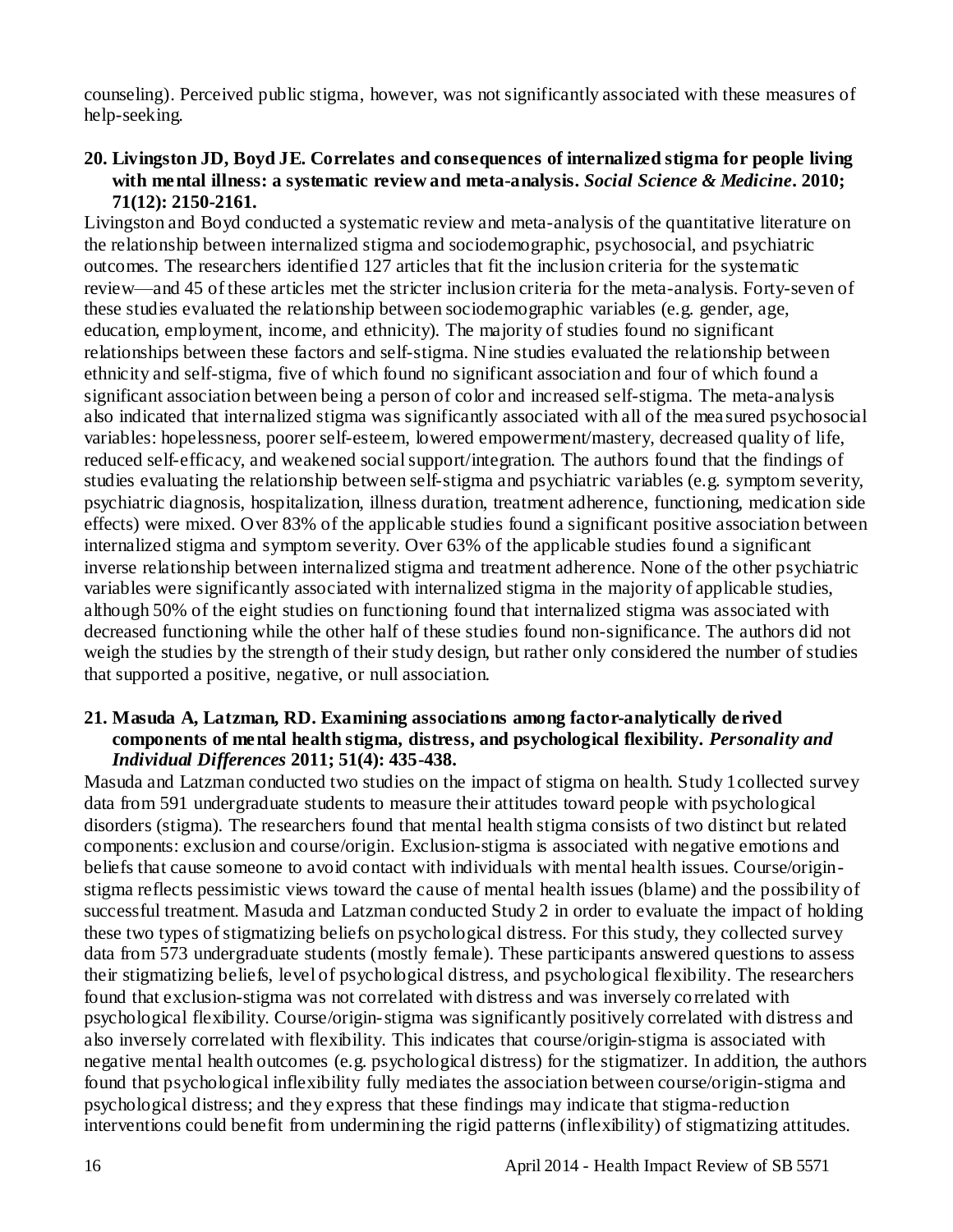counseling). Perceived public stigma, however, was not significantly associated with these measures of help-seeking.

**20. Livingston JD, Boyd JE. Correlates and consequences of internalized stigma for people living with mental illness: a systematic review and meta-analysis. *Social Science & Medicine*. 2010; 71(12): 2150-2161.**

Livingston and Boyd conducted a systematic review and meta-analysis of the quantitative literature on the relationship between internalized stigma and sociodemographic, psychosocial, and psychiatric outcomes. The researchers identified 127 articles that fit the inclusion criteria for the systematic review—and 45 of these articles met the stricter inclusion criteria for the meta-analysis. Forty-seven of these studies evaluated the relationship between sociodemographic variables (e.g. gender, age, education, employment, income, and ethnicity). The majority of studies found no significant relationships between these factors and self-stigma. Nine studies evaluated the relationship between ethnicity and self-stigma, five of which found no significant association and four of which found a significant association between being a person of color and increased self-stigma. The meta-analysis also indicated that internalized stigma was significantly associated with all of the measured psychosocial variables: hopelessness, poorer self-esteem, lowered empowerment/mastery, decreased quality of life, reduced self-efficacy, and weakened social support/integration. The authors found that the findings of studies evaluating the relationship between self-stigma and psychiatric variables (e.g. symptom severity, psychiatric diagnosis, hospitalization, illness duration, treatment adherence, functioning, medication side effects) were mixed. Over 83% of the applicable studies found a significant positive association between internalized stigma and symptom severity. Over 63% of the applicable studies found a significant inverse relationship between internalized stigma and treatment adherence. None of the other psychiatric variables were significantly associated with internalized stigma in the majority of applicable studies, although 50% of the eight studies on functioning found that internalized stigma was associated with decreased functioning while the other half of these studies found non-significance. The authors did not weigh the studies by the strength of their study design, but rather only considered the number of studies that supported a positive, negative, or null association.

**21. Masuda A, Latzman, RD. Examining associations among factor-analytically derived components of mental health stigma, distress, and psychological flexibility. *Personality and Individual Differences* 2011; 51(4): 435-438.**

Masuda and Latzman conducted two studies on the impact of stigma on health. Study 1collected survey data from 591 undergraduate students to measure their attitudes toward people with psychological disorders (stigma). The researchers found that mental health stigma consists of two distinct but related components: exclusion and course/origin. Exclusion-stigma is associated with negative emotions and beliefs that cause someone to avoid contact with individuals with mental health issues. Course/origin-stigma reflects pessimistic views toward the cause of mental health issues (blame) and the possibility of successful treatment. Masuda and Latzman conducted Study 2 in order to evaluate the impact of holding these two types of stigmatizing beliefs on psychological distress. For this study, they collected survey data from 573 undergraduate students (mostly female). These participants answered questions to assess their stigmatizing beliefs, level of psychological distress, and psychological flexibility. The researchers found that exclusion-stigma was not correlated with distress and was inversely correlated with psychological flexibility. Course/origin-stigma was significantly positively correlated with distress and also inversely correlated with flexibility. This indicates that course/origin-stigma is associated with negative mental health outcomes (e.g. psychological distress) for the stigmatizer. In addition, the authors found that psychological inflexibility fully mediates the association between course/origin-stigma and psychological distress; and they express that these findings may indicate that stigma-reduction interventions could benefit from undermining the rigid patterns (inflexibility) of stigmatizing attitudes.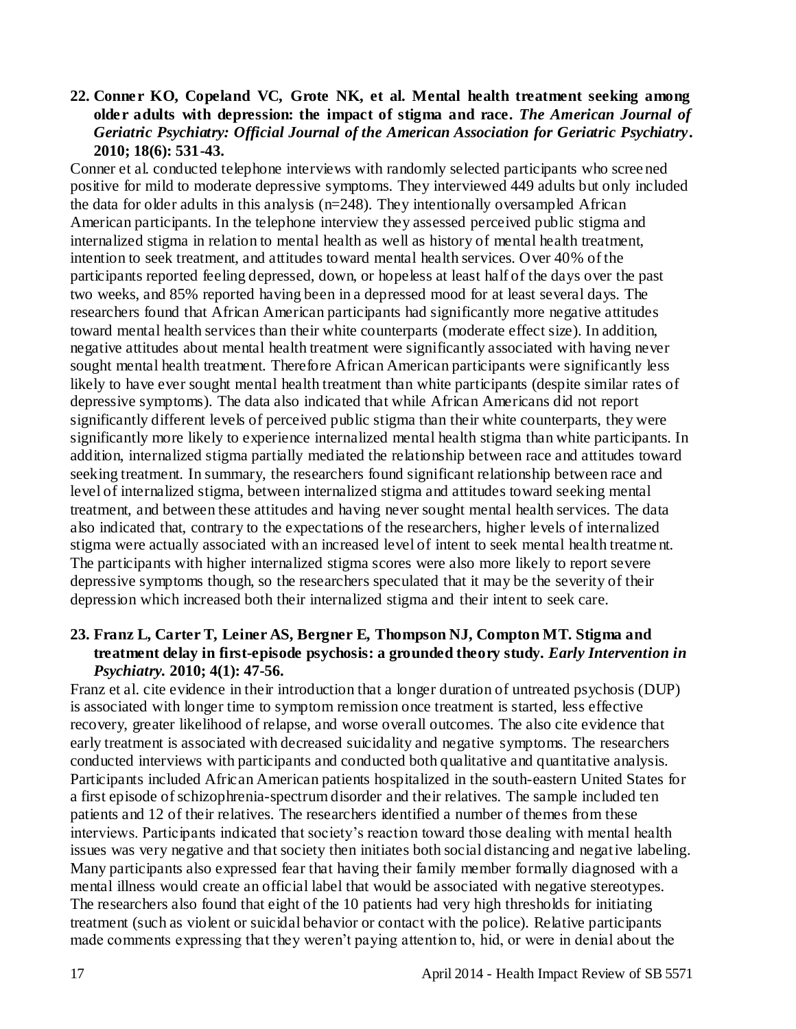**22. Conner KO, Copeland VC, Grote NK, et al. Mental health treatment seeking among older adults with depression: the impact of stigma and race. *The American Journal of Geriatric Psychiatry: Official Journal of the American Association for Geriatric Psychiatry*. 2010; 18(6): 531-43.**

Conner et al. conducted telephone interviews with randomly selected participants who screened positive for mild to moderate depressive symptoms. They interviewed 449 adults but only included the data for older adults in this analysis (n=248). They intentionally oversampled African American participants. In the telephone interview they assessed perceived public stigma and internalized stigma in relation to mental health as well as history of mental health treatment, intention to seek treatment, and attitudes toward mental health services. Over 40% of the participants reported feeling depressed, down, or hopeless at least half of the days over the past two weeks, and 85% reported having been in a depressed mood for at least several days. The researchers found that African American participants had significantly more negative attitudes toward mental health services than their white counterparts (moderate effect size). In addition, negative attitudes about mental health treatment were significantly associated with having never sought mental health treatment. Therefore African American participants were significantly less likely to have ever sought mental health treatment than white participants (despite similar rates of depressive symptoms). The data also indicated that while African Americans did not report significantly different levels of perceived public stigma than their white counterparts, they were significantly more likely to experience internalized mental health stigma than white participants. In addition, internalized stigma partially mediated the relationship between race and attitudes toward seeking treatment. In summary, the researchers found significant relationship between race and level of internalized stigma, between internalized stigma and attitudes toward seeking mental treatment, and between these attitudes and having never sought mental health services. The data also indicated that, contrary to the expectations of the researchers, higher levels of internalized stigma were actually associated with an increased level of intent to seek mental health treatment. The participants with higher internalized stigma scores were also more likely to report severe depressive symptoms though, so the researchers speculated that it may be the severity of their depression which increased both their internalized stigma and their intent to seek care.

**23. Franz L, Carter T, Leiner AS, Bergner E, Thompson NJ, Compton MT. Stigma and treatment delay in first-episode psychosis: a grounded theory study. *Early Intervention in Psychiatry.* 2010; 4(1): 47-56.**

Franz et al. cite evidence in their introduction that a longer duration of untreated psychosis (DUP) is associated with longer time to symptom remission once treatment is started, less effective recovery, greater likelihood of relapse, and worse overall outcomes. The also cite evidence that early treatment is associated with decreased suicidality and negative symptoms. The researchers conducted interviews with participants and conducted both qualitative and quantitative analysis. Participants included African American patients hospitalized in the south-eastern United States for a first episode of schizophrenia-spectrum disorder and their relatives. The sample included ten patients and 12 of their relatives. The researchers identified a number of themes from these interviews. Participants indicated that society's reaction toward those dealing with mental health issues was very negative and that society then initiates both social distancing and negative labeling. Many participants also expressed fear that having their family member formally diagnosed with a mental illness would create an official label that would be associated with negative stereotypes. The researchers also found that eight of the 10 patients had very high thresholds for initiating treatment (such as violent or suicidal behavior or contact with the police). Relative participants made comments expressing that they weren't paying attention to, hid, or were in denial about the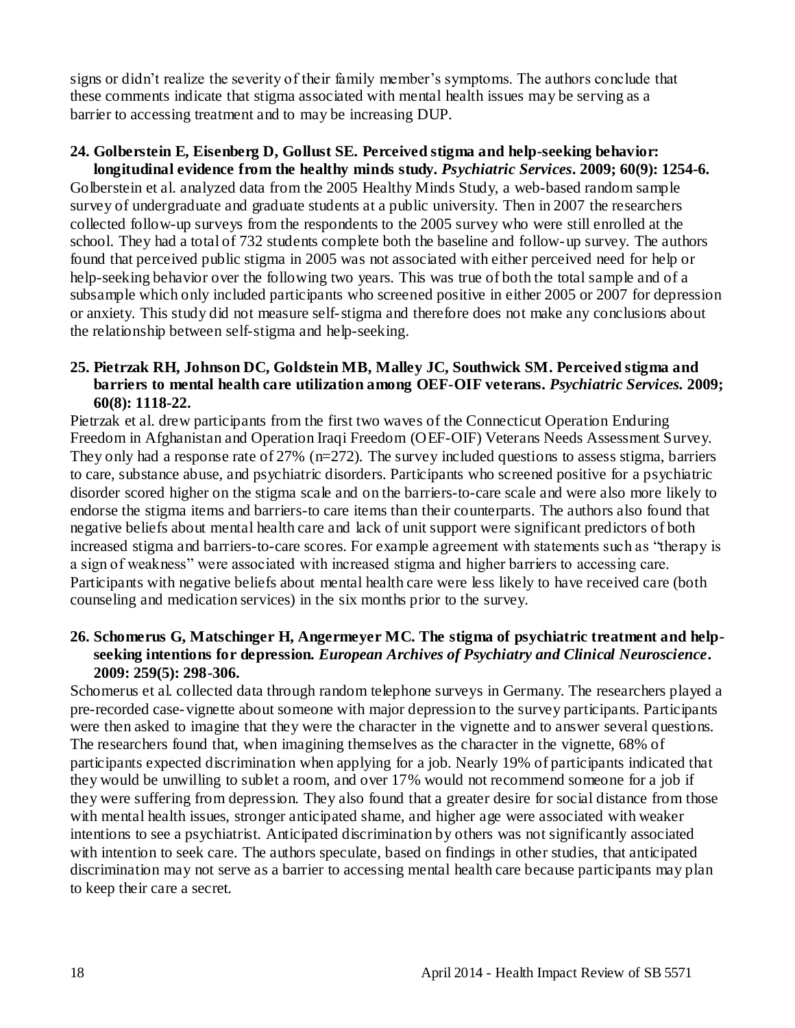signs or didn't realize the severity of their family member's symptoms. The authors conclude that these comments indicate that stigma associated with mental health issues may be serving as a barrier to accessing treatment and to may be increasing DUP.

**24. Golberstein E, Eisenberg D, Gollust SE. Perceived stigma and help-seeking behavior: longitudinal evidence from the healthy minds study. *Psychiatric Services*. 2009; 60(9): 1254-6.**

Golberstein et al. analyzed data from the 2005 Healthy Minds Study, a web-based random sample survey of undergraduate and graduate students at a public university. Then in 2007 the researchers collected follow-up surveys from the respondents to the 2005 survey who were still enrolled at the school. They had a total of 732 students complete both the baseline and follow-up survey. The authors found that perceived public stigma in 2005 was not associated with either perceived need for help or help-seeking behavior over the following two years. This was true of both the total sample and of a subsample which only included participants who screened positive in either 2005 or 2007 for depression or anxiety. This study did not measure self-stigma and therefore does not make any conclusions about the relationship between self-stigma and help-seeking.

**25. Pietrzak RH, Johnson DC, Goldstein MB, Malley JC, Southwick SM. Perceived stigma and barriers to mental health care utilization among OEF-OIF veterans. *Psychiatric Services.* 2009; 60(8): 1118-22.**

Pietrzak et al. drew participants from the first two waves of the Connecticut Operation Enduring Freedom in Afghanistan and Operation Iraqi Freedom (OEF-OIF) Veterans Needs Assessment Survey. They only had a response rate of 27% (n=272). The survey included questions to assess stigma, barriers to care, substance abuse, and psychiatric disorders. Participants who screened positive for a psychiatric disorder scored higher on the stigma scale and on the barriers-to-care scale and were also more likely to endorse the stigma items and barriers-to care items than their counterparts. The authors also found that negative beliefs about mental health care and lack of unit support were significant predictors of both increased stigma and barriers-to-care scores. For example agreement with statements such as "therapy is a sign of weakness" were associated with increased stigma and higher barriers to accessing care. Participants with negative beliefs about mental health care were less likely to have received care (both counseling and medication services) in the six months prior to the survey.

**26. Schomerus G, Matschinger H, Angermeyer MC. The stigma of psychiatric treatment and help-seeking intentions for depression. *European Archives of Psychiatry and Clinical Neuroscience*. 2009: 259(5): 298-306.**

Schomerus et al. collected data through random telephone surveys in Germany. The researchers played a pre-recorded case-vignette about someone with major depression to the survey participants. Participants were then asked to imagine that they were the character in the vignette and to answer several questions. The researchers found that, when imagining themselves as the character in the vignette, 68% of participants expected discrimination when applying for a job. Nearly 19% of participants indicated that they would be unwilling to sublet a room, and over 17% would not recommend someone for a job if they were suffering from depression. They also found that a greater desire for social distance from those with mental health issues, stronger anticipated shame, and higher age were associated with weaker intentions to see a psychiatrist. Anticipated discrimination by others was not significantly associated with intention to seek care. The authors speculate, based on findings in other studies, that anticipated discrimination may not serve as a barrier to accessing mental health care because participants may plan to keep their care a secret.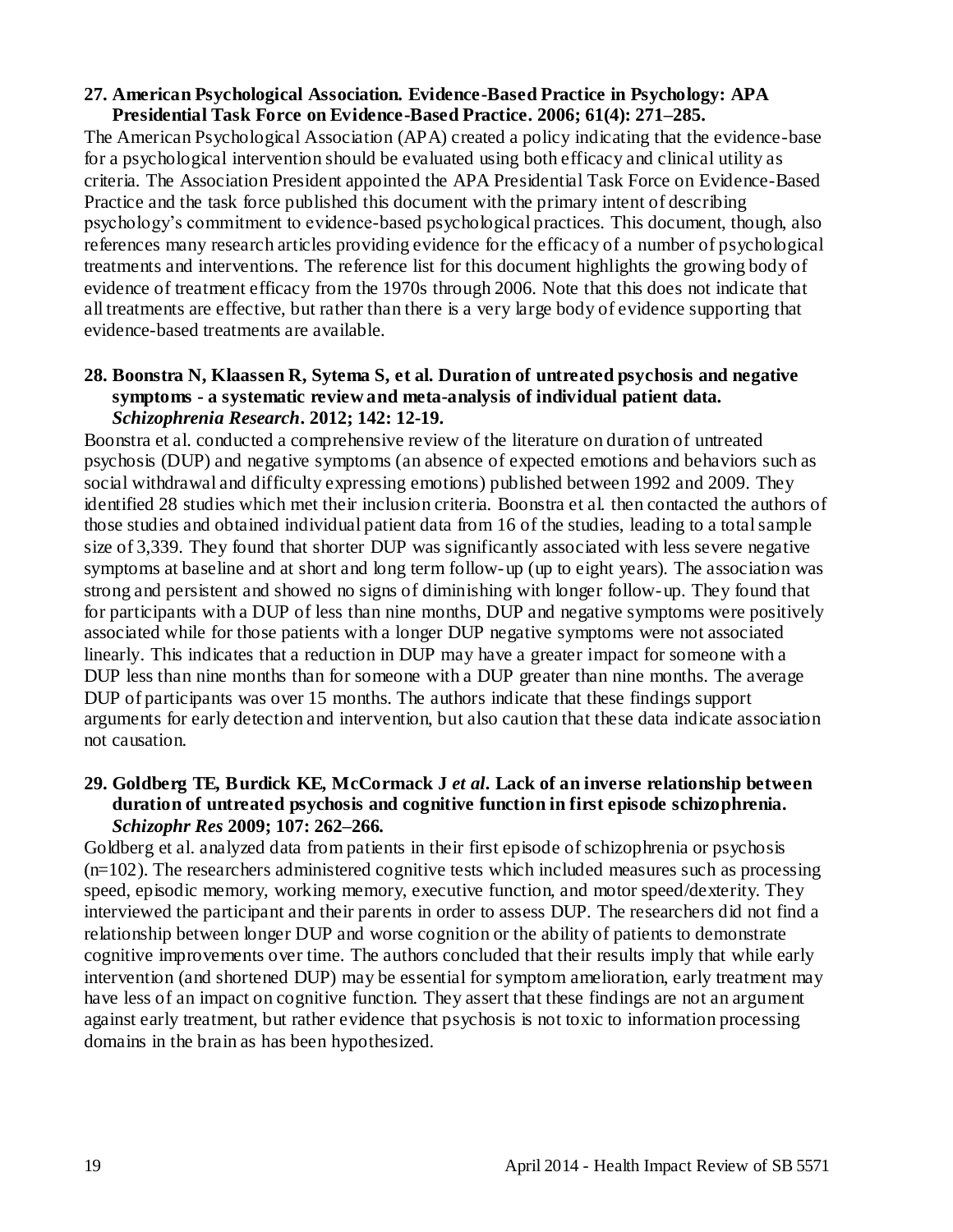**27. American Psychological Association. Evidence-Based Practice in Psychology: APA Presidential Task Force on Evidence-Based Practice. 2006; 61(4): 271–285.**

The American Psychological Association (APA) created a policy indicating that the evidence-base for a psychological intervention should be evaluated using both efficacy and clinical utility as criteria. The Association President appointed the APA Presidential Task Force on Evidence-Based Practice and the task force published this document with the primary intent of describing psychology's commitment to evidence-based psychological practices. This document, though, also references many research articles providing evidence for the efficacy of a number of psychological treatments and interventions. The reference list for this document highlights the growing body of evidence of treatment efficacy from the 1970s through 2006. Note that this does not indicate that all treatments are effective, but rather than there is a very large body of evidence supporting that evidence-based treatments are available.

**28. Boonstra N, Klaassen R, Sytema S, et al. Duration of untreated psychosis and negative symptoms - a systematic review and meta-analysis of individual patient data. *Schizophrenia Research*. 2012; 142: 12-19.**

Boonstra et al. conducted a comprehensive review of the literature on duration of untreated psychosis (DUP) and negative symptoms (an absence of expected emotions and behaviors such as social withdrawal and difficulty expressing emotions) published between 1992 and 2009. They identified 28 studies which met their inclusion criteria. Boonstra et al. then contacted the authors of those studies and obtained individual patient data from 16 of the studies, leading to a total sample size of 3,339. They found that shorter DUP was significantly associated with less severe negative symptoms at baseline and at short and long term follow-up (up to eight years). The association was strong and persistent and showed no signs of diminishing with longer follow-up. They found that for participants with a DUP of less than nine months, DUP and negative symptoms were positively associated while for those patients with a longer DUP negative symptoms were not associated linearly. This indicates that a reduction in DUP may have a greater impact for someone with a DUP less than nine months than for someone with a DUP greater than nine months. The average DUP of participants was over 15 months. The authors indicate that these findings support arguments for early detection and intervention, but also caution that these data indicate association not causation.

**29. Goldberg TE, Burdick KE, McCormack J *et al*. Lack of an inverse relationship between duration of untreated psychosis and cognitive function in first episode schizophrenia. *Schizophr Res* 2009; 107: 262–266.**

Goldberg et al. analyzed data from patients in their first episode of schizophrenia or psychosis (n=102). The researchers administered cognitive tests which included measures such as processing speed, episodic memory, working memory, executive function, and motor speed/dexterity. They interviewed the participant and their parents in order to assess DUP. The researchers did not find a relationship between longer DUP and worse cognition or the ability of patients to demonstrate cognitive improvements over time. The authors concluded that their results imply that while early intervention (and shortened DUP) may be essential for symptom amelioration, early treatment may have less of an impact on cognitive function. They assert that these findings are not an argument against early treatment, but rather evidence that psychosis is not toxic to information processing domains in the brain as has been hypothesized.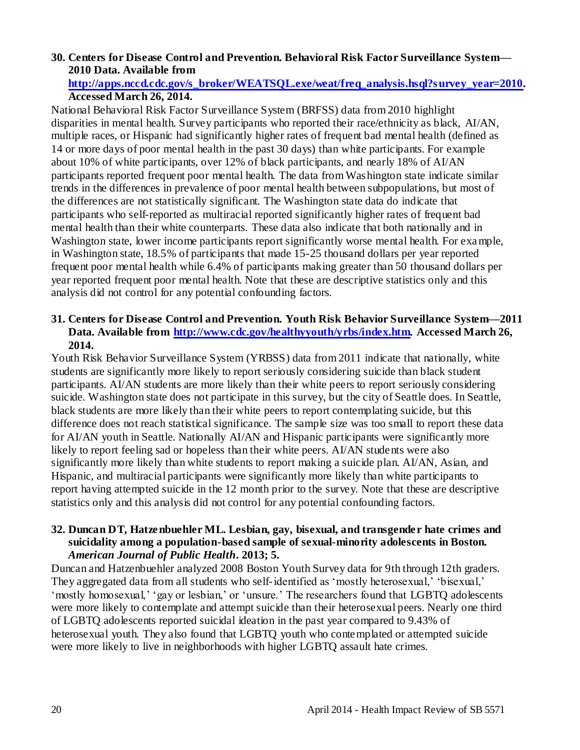**30. Centers for Disease Control and Prevention. Behavioral Risk Factor Surveillance System—2010 Data. Available from [http://apps.nccd.cdc.gov/s_broker/WEATSQL.exe/weat/freq_analysis.hsql?survey_year=2010](http://apps.nccd.cdc.gov/s_broker/WEATSQL.exe/weat/freq_analysis.hsql?survey_year=2010). Accessed March 26, 2014.**

National Behavioral Risk Factor Surveillance System (BRFSS) data from 2010 highlight disparities in mental health. Survey participants who reported their race/ethnicity as black, AI/AN, multiple races, or Hispanic had significantly higher rates of frequent bad mental health (defined as 14 or more days of poor mental health in the past 30 days) than white participants. For example about 10% of white participants, over 12% of black participants, and nearly 18% of AI/AN participants reported frequent poor mental health. The data from Washington state indicate similar trends in the differences in prevalence of poor mental health between subpopulations, but most of the differences are not statistically significant. The Washington state data do indicate that participants who self-reported as multiracial reported significantly higher rates of frequent bad mental health than their white counterparts. These data also indicate that both nationally and in Washington state, lower income participants report significantly worse mental health. For example, in Washington state, 18.5% of participants that made 15-25 thousand dollars per year reported frequent poor mental health while 6.4% of participants making greater than 50 thousand dollars per year reported frequent poor mental health. Note that these are descriptive statistics only and this analysis did not control for any potential confounding factors.

**31. Centers for Disease Control and Prevention. Youth Risk Behavior Surveillance System—2011 Data. Available from [http://www.cdc.gov/healthyyouth/yrbs/index.htm](http://www.cdc.gov/healthyyouth/yrbs/index.htm). Accessed March 26, 2014.**

Youth Risk Behavior Surveillance System (YRBSS) data from 2011 indicate that nationally, white students are significantly more likely to report seriously considering suicide than black student participants. AI/AN students are more likely than their white peers to report seriously considering suicide. Washington state does not participate in this survey, but the city of Seattle does. In Seattle, black students are more likely than their white peers to report contemplating suicide, but this difference does not reach statistical significance. The sample size was too small to report these data for AI/AN youth in Seattle. Nationally AI/AN and Hispanic participants were significantly more likely to report feeling sad or hopeless than their white peers. AI/AN students were also significantly more likely than white students to report making a suicide plan. AI/AN, Asian, and Hispanic, and multiracial participants were significantly more likely than white participants to report having attempted suicide in the 12 month prior to the survey. Note that these are descriptive statistics only and this analysis did not control for any potential confounding factors.

**32. Duncan DT, Hatzenbuehler ML. Lesbian, gay, bisexual, and transgender hate crimes and suicidality among a population-based sample of sexual-minority adolescents in Boston. *American Journal of Public Health*. 2013; 5.**

Duncan and Hatzenbuehler analyzed 2008 Boston Youth Survey data for 9th through 12th graders. They aggregated data from all students who self-identified as 'mostly heterosexual,' 'bisexual,' 'mostly homosexual,' 'gay or lesbian,' or 'unsure.' The researchers found that LGBTQ adolescents were more likely to contemplate and attempt suicide than their heterosexual peers. Nearly one third of LGBTQ adolescents reported suicidal ideation in the past year compared to 9.43% of heterosexual youth. They also found that LGBTQ youth who contemplated or attempted suicide were more likely to live in neighborhoods with higher LGBTQ assault hate crimes.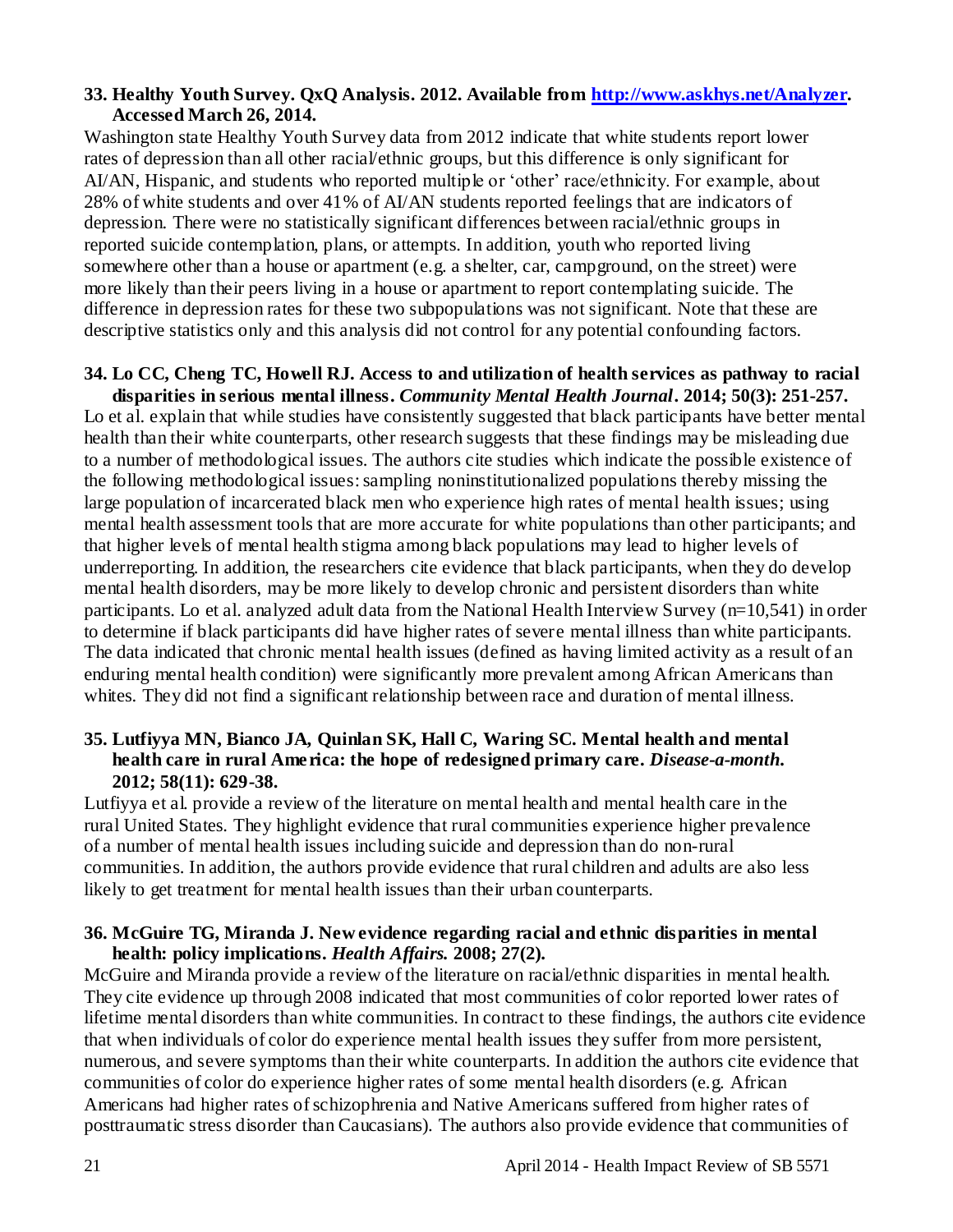**33. Healthy Youth Survey. QxQ Analysis. 2012. Available from [http://www.askhys.net/Analyzer](http://www.askhys.net/Analyzer). Accessed March 26, 2014.**

Washington state Healthy Youth Survey data from 2012 indicate that white students report lower rates of depression than all other racial/ethnic groups, but this difference is only significant for AI/AN, Hispanic, and students who reported multiple or 'other' race/ethnicity. For example, about 28% of white students and over 41% of AI/AN students reported feelings that are indicators of depression. There were no statistically significant differences between racial/ethnic groups in reported suicide contemplation, plans, or attempts. In addition, youth who reported living somewhere other than a house or apartment (e.g. a shelter, car, campground, on the street) were more likely than their peers living in a house or apartment to report contemplating suicide. The difference in depression rates for these two subpopulations was not significant. Note that these are descriptive statistics only and this analysis did not control for any potential confounding factors.

**34. Lo CC, Cheng TC, Howell RJ. Access to and utilization of health services as pathway to racial disparities in serious mental illness. *Community Mental Health Journal*. 2014; 50(3): 251-257.**

Lo et al. explain that while studies have consistently suggested that black participants have better mental health than their white counterparts, other research suggests that these findings may be misleading due to a number of methodological issues. The authors cite studies which indicate the possible existence of the following methodological issues: sampling noninstitutionalized populations thereby missing the large population of incarcerated black men who experience high rates of mental health issues; using mental health assessment tools that are more accurate for white populations than other participants; and that higher levels of mental health stigma among black populations may lead to higher levels of underreporting. In addition, the researchers cite evidence that black participants, when they do develop mental health disorders, may be more likely to develop chronic and persistent disorders than white participants. Lo et al. analyzed adult data from the National Health Interview Survey (n=10,541) in order to determine if black participants did have higher rates of severe mental illness than white participants. The data indicated that chronic mental health issues (defined as having limited activity as a result of an enduring mental health condition) were significantly more prevalent among African Americans than whites. They did not find a significant relationship between race and duration of mental illness.

**35. Lutfiyya MN, Bianco JA, Quinlan SK, Hall C, Waring SC. Mental health and mental health care in rural America: the hope of redesigned primary care. *Disease-a-month.* 2012; 58(11): 629-38.**

Lutfiyya et al. provide a review of the literature on mental health and mental health care in the rural United States. They highlight evidence that rural communities experience higher prevalence of a number of mental health issues including suicide and depression than do non-rural communities. In addition, the authors provide evidence that rural children and adults are also less likely to get treatment for mental health issues than their urban counterparts.

**36. McGuire TG, Miranda J. New evidence regarding racial and ethnic disparities in mental health: policy implications. *Health Affairs.* 2008; 27(2).**

McGuire and Miranda provide a review of the literature on racial/ethnic disparities in mental health. They cite evidence up through 2008 indicated that most communities of color reported lower rates of lifetime mental disorders than white communities. In contract to these findings, the authors cite evidence that when individuals of color do experience mental health issues they suffer from more persistent, numerous, and severe symptoms than their white counterparts. In addition the authors cite evidence that communities of color do experience higher rates of some mental health disorders (e.g. African Americans had higher rates of schizophrenia and Native Americans suffered from higher rates of posttraumatic stress disorder than Caucasians). The authors also provide evidence that communities of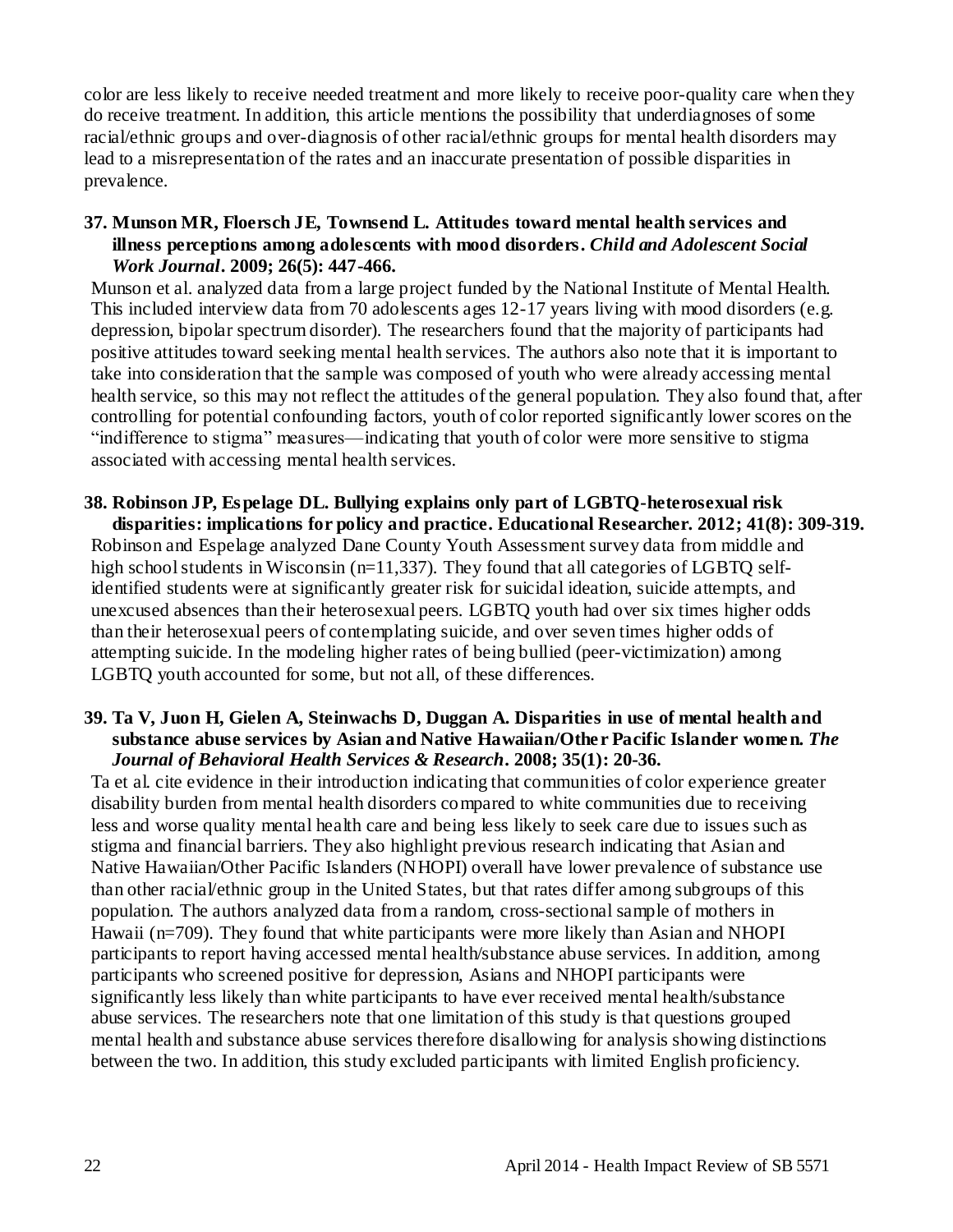color are less likely to receive needed treatment and more likely to receive poor-quality care when they do receive treatment. In addition, this article mentions the possibility that underdiagnoses of some racial/ethnic groups and over-diagnosis of other racial/ethnic groups for mental health disorders may lead to a misrepresentation of the rates and an inaccurate presentation of possible disparities in prevalence.

**37. Munson MR, Floersch JE, Townsend L. Attitudes toward mental health services and illness perceptions among adolescents with mood disorders. *Child and Adolescent Social Work Journal*. 2009; 26(5): 447-466.**

Munson et al. analyzed data from a large project funded by the National Institute of Mental Health. This included interview data from 70 adolescents ages 12-17 years living with mood disorders (e.g. depression, bipolar spectrum disorder). The researchers found that the majority of participants had positive attitudes toward seeking mental health services. The authors also note that it is important to take into consideration that the sample was composed of youth who were already accessing mental health service, so this may not reflect the attitudes of the general population. They also found that, after controlling for potential confounding factors, youth of color reported significantly lower scores on the "indifference to stigma" measures—indicating that youth of color were more sensitive to stigma associated with accessing mental health services.

**38. Robinson JP, Espelage DL. Bullying explains only part of LGBTQ-heterosexual risk disparities: implications for policy and practice. Educational Researcher. 2012; 41(8): 309-319.**

Robinson and Espelage analyzed Dane County Youth Assessment survey data from middle and high school students in Wisconsin (n=11,337). They found that all categories of LGBTQ self-identified students were at significantly greater risk for suicidal ideation, suicide attempts, and unexcused absences than their heterosexual peers. LGBTQ youth had over six times higher odds than their heterosexual peers of contemplating suicide, and over seven times higher odds of attempting suicide. In the modeling higher rates of being bullied (peer-victimization) among LGBTQ youth accounted for some, but not all, of these differences.

**39. Ta V, Juon H, Gielen A, Steinwachs D, Duggan A. Disparities in use of mental health and substance abuse services by Asian and Native Hawaiian/Other Pacific Islander women. *The Journal of Behavioral Health Services & Research*. 2008; 35(1): 20-36.**

Ta et al. cite evidence in their introduction indicating that communities of color experience greater disability burden from mental health disorders compared to white communities due to receiving less and worse quality mental health care and being less likely to seek care due to issues such as stigma and financial barriers. They also highlight previous research indicating that Asian and Native Hawaiian/Other Pacific Islanders (NHOPI) overall have lower prevalence of substance use than other racial/ethnic group in the United States, but that rates differ among subgroups of this population. The authors analyzed data from a random, cross-sectional sample of mothers in Hawaii (n=709). They found that white participants were more likely than Asian and NHOPI participants to report having accessed mental health/substance abuse services. In addition, among participants who screened positive for depression, Asians and NHOPI participants were significantly less likely than white participants to have ever received mental health/substance abuse services. The researchers note that one limitation of this study is that questions grouped mental health and substance abuse services therefore disallowing for analysis showing distinctions between the two. In addition, this study excluded participants with limited English proficiency.